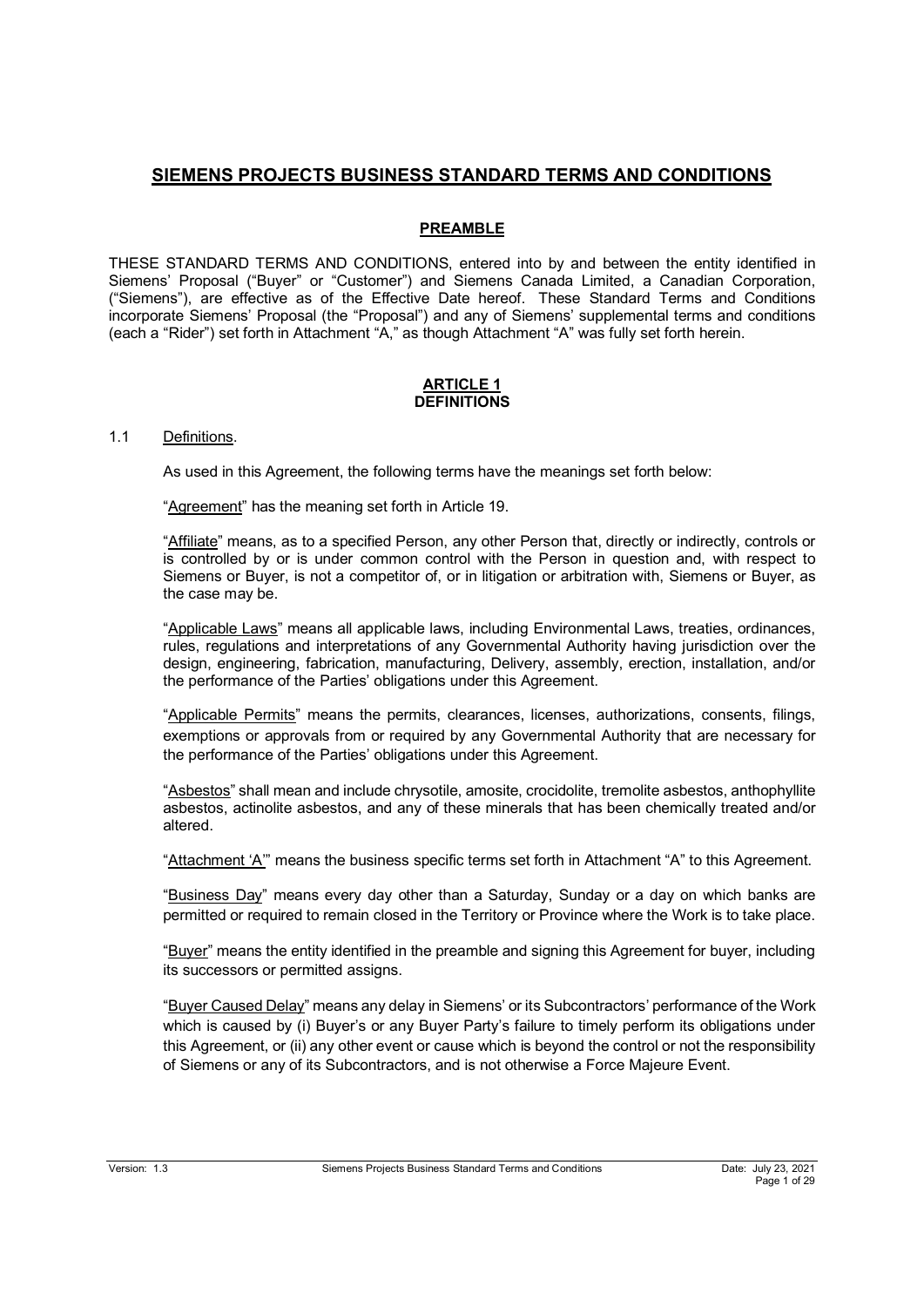# SIEMENS PROJECTS BUSINESS STANDARD TERMS AND CONDITIONS

## PREAMBLE

THESE STANDARD TERMS AND CONDITIONS, entered into by and between the entity identified in Siemens' Proposal ("Buyer" or "Customer") and Siemens Canada Limited, a Canadian Corporation, ("Siemens"), are effective as of the Effective Date hereof. These Standard Terms and Conditions incorporate Siemens' Proposal (the "Proposal") and any of Siemens' supplemental terms and conditions (each a "Rider") set forth in Attachment "A," as though Attachment "A" was fully set forth herein.

## ARTICLE 1
## DEFINITIONS

1.1 Definitions.

As used in this Agreement, the following terms have the meanings set forth below:

"Agreement" has the meaning set forth in Article 19.

"Affiliate" means, as to a specified Person, any other Person that, directly or indirectly, controls or is controlled by or is under common control with the Person in question and, with respect to Siemens or Buyer, is not a competitor of, or in litigation or arbitration with, Siemens or Buyer, as the case may be.

"Applicable Laws" means all applicable laws, including Environmental Laws, treaties, ordinances, rules, regulations and interpretations of any Governmental Authority having jurisdiction over the design, engineering, fabrication, manufacturing, Delivery, assembly, erection, installation, and/or the performance of the Parties' obligations under this Agreement.

"Applicable Permits" means the permits, clearances, licenses, authorizations, consents, filings, exemptions or approvals from or required by any Governmental Authority that are necessary for the performance of the Parties' obligations under this Agreement.

"Asbestos" shall mean and include chrysotile, amosite, crocidolite, tremolite asbestos, anthophyllite asbestos, actinolite asbestos, and any of these minerals that has been chemically treated and/or altered.

"Attachment 'A'" means the business specific terms set forth in Attachment "A" to this Agreement.

"Business Day" means every day other than a Saturday, Sunday or a day on which banks are permitted or required to remain closed in the Territory or Province where the Work is to take place.

"Buyer" means the entity identified in the preamble and signing this Agreement for buyer, including its successors or permitted assigns.

"Buyer Caused Delay" means any delay in Siemens' or its Subcontractors' performance of the Work which is caused by (i) Buyer's or any Buyer Party's failure to timely perform its obligations under this Agreement, or (ii) any other event or cause which is beyond the control or not the responsibility of Siemens or any of its Subcontractors, and is not otherwise a Force Majeure Event.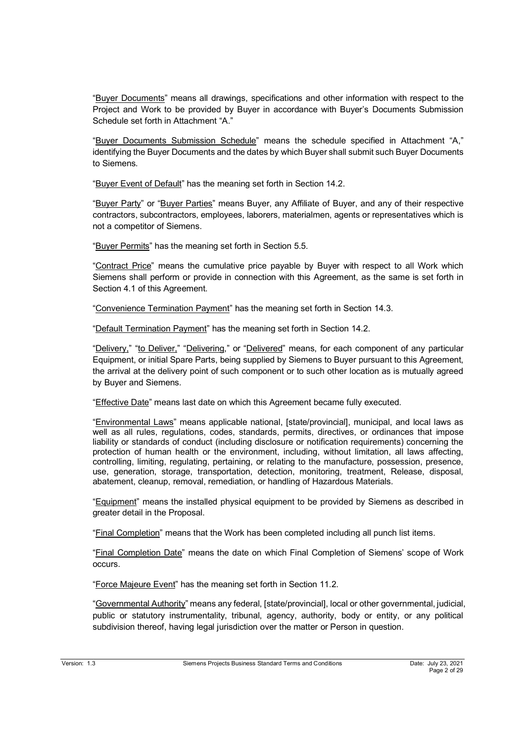"Buyer Documents" means all drawings, specifications and other information with respect to the Project and Work to be provided by Buyer in accordance with Buyer's Documents Submission Schedule set forth in Attachment "A."

"Buyer Documents Submission Schedule" means the schedule specified in Attachment "A," identifying the Buyer Documents and the dates by which Buyer shall submit such Buyer Documents to Siemens.

"Buyer Event of Default" has the meaning set forth in Section 14.2.

"Buyer Party" or "Buyer Parties" means Buyer, any Affiliate of Buyer, and any of their respective contractors, subcontractors, employees, laborers, materialmen, agents or representatives which is not a competitor of Siemens.

"Buyer Permits" has the meaning set forth in Section 5.5.

"Contract Price" means the cumulative price payable by Buyer with respect to all Work which Siemens shall perform or provide in connection with this Agreement, as the same is set forth in Section 4.1 of this Agreement.

"Convenience Termination Payment" has the meaning set forth in Section 14.3.

"Default Termination Payment" has the meaning set forth in Section 14.2.

"Delivery," "to Deliver," "Delivering," or "Delivered" means, for each component of any particular Equipment, or initial Spare Parts, being supplied by Siemens to Buyer pursuant to this Agreement, the arrival at the delivery point of such component or to such other location as is mutually agreed by Buyer and Siemens.

"Effective Date" means last date on which this Agreement became fully executed.

"Environmental Laws" means applicable national, [state/provincial], municipal, and local laws as well as all rules, regulations, codes, standards, permits, directives, or ordinances that impose liability or standards of conduct (including disclosure or notification requirements) concerning the protection of human health or the environment, including, without limitation, all laws affecting, controlling, limiting, regulating, pertaining, or relating to the manufacture, possession, presence, use, generation, storage, transportation, detection, monitoring, treatment, Release, disposal, abatement, cleanup, removal, remediation, or handling of Hazardous Materials.

"Equipment" means the installed physical equipment to be provided by Siemens as described in greater detail in the Proposal.

"Final Completion" means that the Work has been completed including all punch list items.

"Final Completion Date" means the date on which Final Completion of Siemens' scope of Work occurs.

"Force Majeure Event" has the meaning set forth in Section 11.2.

"Governmental Authority" means any federal, [state/provincial], local or other governmental, judicial, public or statutory instrumentality, tribunal, agency, authority, body or entity, or any political subdivision thereof, having legal jurisdiction over the matter or Person in question.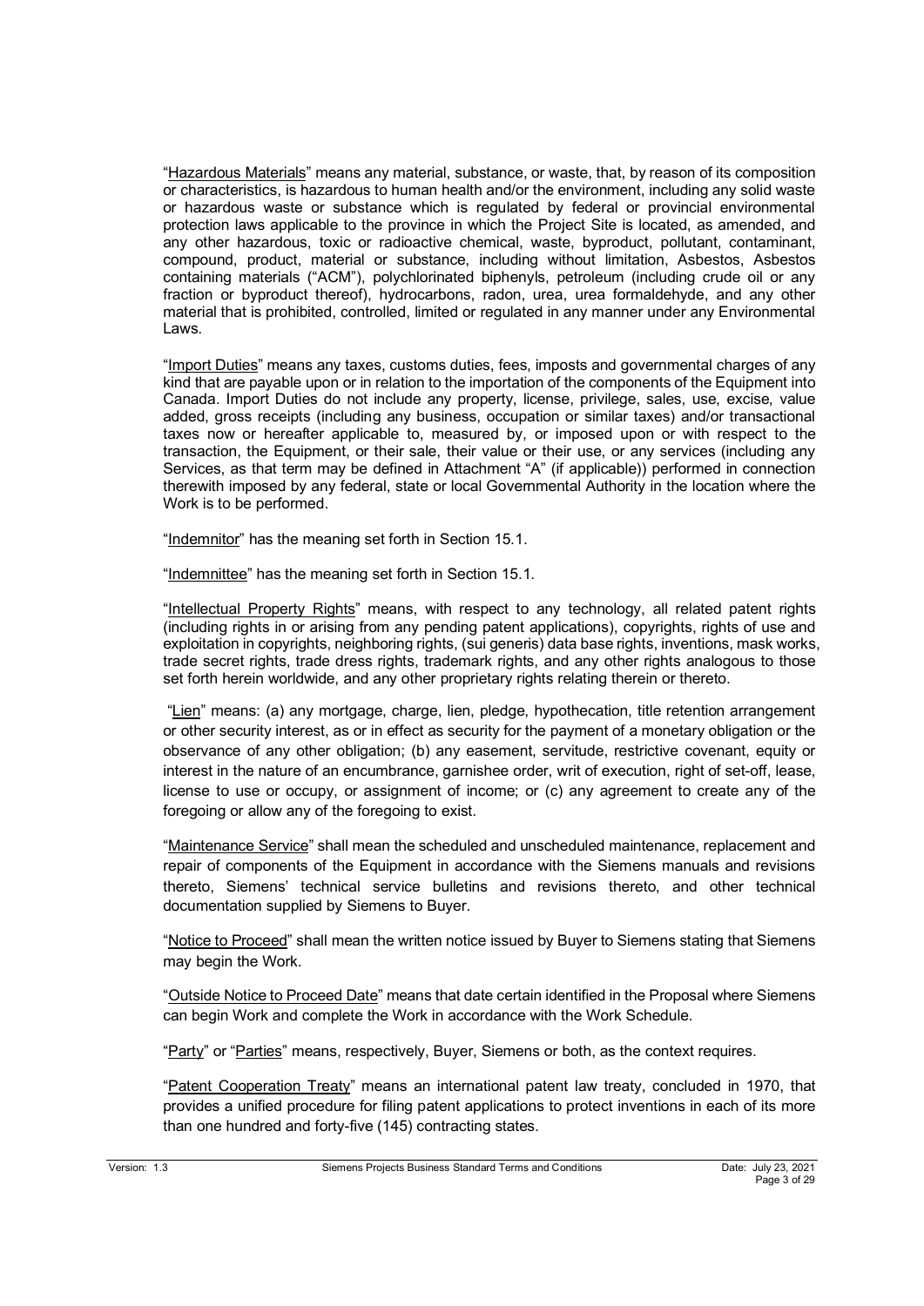"Hazardous Materials" means any material, substance, or waste, that, by reason of its composition or characteristics, is hazardous to human health and/or the environment, including any solid waste or hazardous waste or substance which is regulated by federal or provincial environmental protection laws applicable to the province in which the Project Site is located, as amended, and any other hazardous, toxic or radioactive chemical, waste, byproduct, pollutant, contaminant, compound, product, material or substance, including without limitation, Asbestos, Asbestos containing materials ("ACM"), polychlorinated biphenyls, petroleum (including crude oil or any fraction or byproduct thereof), hydrocarbons, radon, urea, urea formaldehyde, and any other material that is prohibited, controlled, limited or regulated in any manner under any Environmental Laws.

"Import Duties" means any taxes, customs duties, fees, imposts and governmental charges of any kind that are payable upon or in relation to the importation of the components of the Equipment into Canada. Import Duties do not include any property, license, privilege, sales, use, excise, value added, gross receipts (including any business, occupation or similar taxes) and/or transactional taxes now or hereafter applicable to, measured by, or imposed upon or with respect to the transaction, the Equipment, or their sale, their value or their use, or any services (including any Services, as that term may be defined in Attachment "A" (if applicable)) performed in connection therewith imposed by any federal, state or local Governmental Authority in the location where the Work is to be performed.

"Indemnitor" has the meaning set forth in Section 15.1.

"Indemnittee" has the meaning set forth in Section 15.1.

"Intellectual Property Rights" means, with respect to any technology, all related patent rights (including rights in or arising from any pending patent applications), copyrights, rights of use and exploitation in copyrights, neighboring rights, (sui generis) data base rights, inventions, mask works, trade secret rights, trade dress rights, trademark rights, and any other rights analogous to those set forth herein worldwide, and any other proprietary rights relating therein or thereto.

"Lien" means: (a) any mortgage, charge, lien, pledge, hypothecation, title retention arrangement or other security interest, as or in effect as security for the payment of a monetary obligation or the observance of any other obligation; (b) any easement, servitude, restrictive covenant, equity or interest in the nature of an encumbrance, garnishee order, writ of execution, right of set-off, lease, license to use or occupy, or assignment of income; or (c) any agreement to create any of the foregoing or allow any of the foregoing to exist.

"Maintenance Service" shall mean the scheduled and unscheduled maintenance, replacement and repair of components of the Equipment in accordance with the Siemens manuals and revisions thereto, Siemens' technical service bulletins and revisions thereto, and other technical documentation supplied by Siemens to Buyer.

"Notice to Proceed" shall mean the written notice issued by Buyer to Siemens stating that Siemens may begin the Work.

"Outside Notice to Proceed Date" means that date certain identified in the Proposal where Siemens can begin Work and complete the Work in accordance with the Work Schedule.

"Party" or "Parties" means, respectively, Buyer, Siemens or both, as the context requires.

"Patent Cooperation Treaty" means an international patent law treaty, concluded in 1970, that provides a unified procedure for filing patent applications to protect inventions in each of its more than one hundred and forty-five (145) contracting states.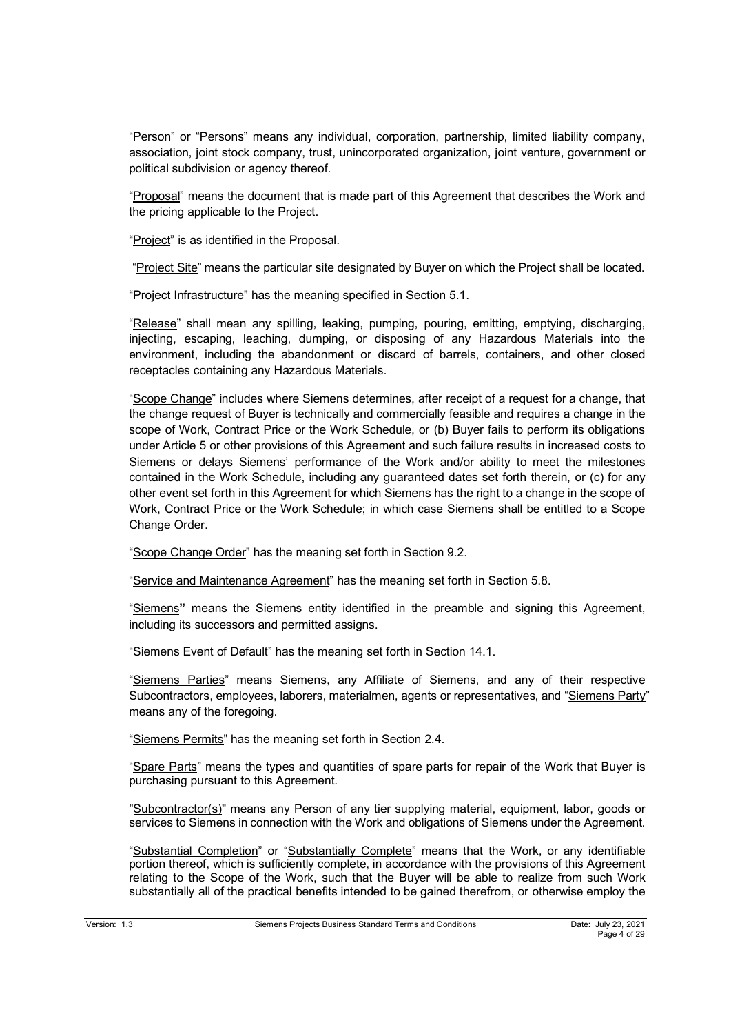"Person" or "Persons" means any individual, corporation, partnership, limited liability company, association, joint stock company, trust, unincorporated organization, joint venture, government or political subdivision or agency thereof.

"Proposal" means the document that is made part of this Agreement that describes the Work and the pricing applicable to the Project.

"Project" is as identified in the Proposal.

"Project Site" means the particular site designated by Buyer on which the Project shall be located.

"Project Infrastructure" has the meaning specified in Section 5.1.

"Release" shall mean any spilling, leaking, pumping, pouring, emitting, emptying, discharging, injecting, escaping, leaching, dumping, or disposing of any Hazardous Materials into the environment, including the abandonment or discard of barrels, containers, and other closed receptacles containing any Hazardous Materials.

"Scope Change" includes where Siemens determines, after receipt of a request for a change, that the change request of Buyer is technically and commercially feasible and requires a change in the scope of Work, Contract Price or the Work Schedule, or (b) Buyer fails to perform its obligations under Article 5 or other provisions of this Agreement and such failure results in increased costs to Siemens or delays Siemens' performance of the Work and/or ability to meet the milestones contained in the Work Schedule, including any guaranteed dates set forth therein, or (c) for any other event set forth in this Agreement for which Siemens has the right to a change in the scope of Work, Contract Price or the Work Schedule; in which case Siemens shall be entitled to a Scope Change Order.

"Scope Change Order" has the meaning set forth in Section 9.2.

"Service and Maintenance Agreement" has the meaning set forth in Section 5.8.

"Siemens" means the Siemens entity identified in the preamble and signing this Agreement, including its successors and permitted assigns.

"Siemens Event of Default" has the meaning set forth in Section 14.1.

"Siemens Parties" means Siemens, any Affiliate of Siemens, and any of their respective Subcontractors, employees, laborers, materialmen, agents or representatives, and "Siemens Party" means any of the foregoing.

"Siemens Permits" has the meaning set forth in Section 2.4.

"Spare Parts" means the types and quantities of spare parts for repair of the Work that Buyer is purchasing pursuant to this Agreement.

"Subcontractor(s)" means any Person of any tier supplying material, equipment, labor, goods or services to Siemens in connection with the Work and obligations of Siemens under the Agreement.

"Substantial Completion" or "Substantially Complete" means that the Work, or any identifiable portion thereof, which is sufficiently complete, in accordance with the provisions of this Agreement relating to the Scope of the Work, such that the Buyer will be able to realize from such Work substantially all of the practical benefits intended to be gained therefrom, or otherwise employ the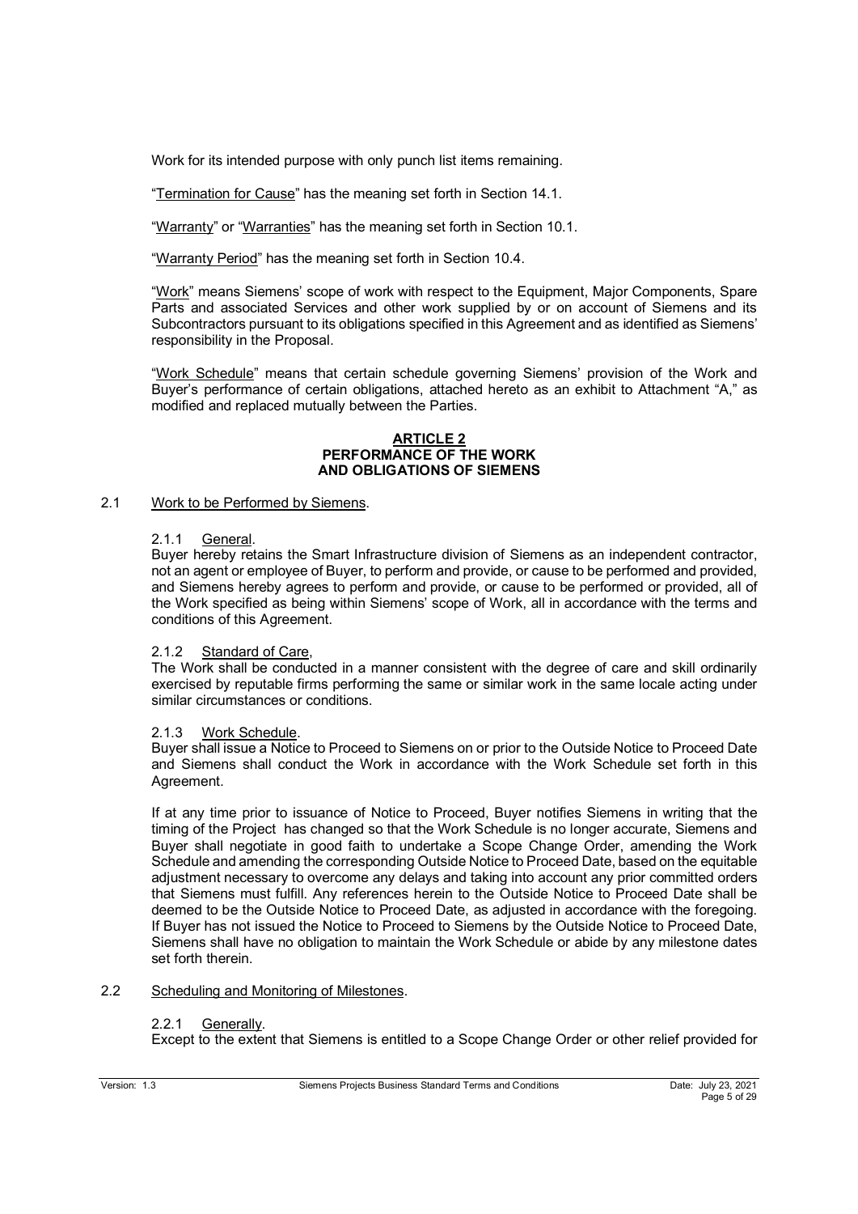Work for its intended purpose with only punch list items remaining.

"Termination for Cause" has the meaning set forth in Section 14.1.

"Warranty" or "Warranties" has the meaning set forth in Section 10.1.

"Warranty Period" has the meaning set forth in Section 10.4.

"Work" means Siemens' scope of work with respect to the Equipment, Major Components, Spare Parts and associated Services and other work supplied by or on account of Siemens and its Subcontractors pursuant to its obligations specified in this Agreement and as identified as Siemens' responsibility in the Proposal.

"Work Schedule" means that certain schedule governing Siemens' provision of the Work and Buyer's performance of certain obligations, attached hereto as an exhibit to Attachment "A," as modified and replaced mutually between the Parties.

## ARTICLE 2
## PERFORMANCE OF THE WORK AND OBLIGATIONS OF SIEMENS

2.1 Work to be Performed by Siemens.

2.1.1 General.
Buyer hereby retains the Smart Infrastructure division of Siemens as an independent contractor, not an agent or employee of Buyer, to perform and provide, or cause to be performed and provided, and Siemens hereby agrees to perform and provide, or cause to be performed or provided, all of the Work specified as being within Siemens' scope of Work, all in accordance with the terms and conditions of this Agreement.

2.1.2 Standard of Care,
The Work shall be conducted in a manner consistent with the degree of care and skill ordinarily exercised by reputable firms performing the same or similar work in the same locale acting under similar circumstances or conditions.

2.1.3 Work Schedule.
Buyer shall issue a Notice to Proceed to Siemens on or prior to the Outside Notice to Proceed Date and Siemens shall conduct the Work in accordance with the Work Schedule set forth in this Agreement.

If at any time prior to issuance of Notice to Proceed, Buyer notifies Siemens in writing that the timing of the Project has changed so that the Work Schedule is no longer accurate, Siemens and Buyer shall negotiate in good faith to undertake a Scope Change Order, amending the Work Schedule and amending the corresponding Outside Notice to Proceed Date, based on the equitable adjustment necessary to overcome any delays and taking into account any prior committed orders that Siemens must fulfill. Any references herein to the Outside Notice to Proceed Date shall be deemed to be the Outside Notice to Proceed Date, as adjusted in accordance with the foregoing. If Buyer has not issued the Notice to Proceed to Siemens by the Outside Notice to Proceed Date, Siemens shall have no obligation to maintain the Work Schedule or abide by any milestone dates set forth therein.

2.2 Scheduling and Monitoring of Milestones.

2.2.1 Generally.
Except to the extent that Siemens is entitled to a Scope Change Order or other relief provided for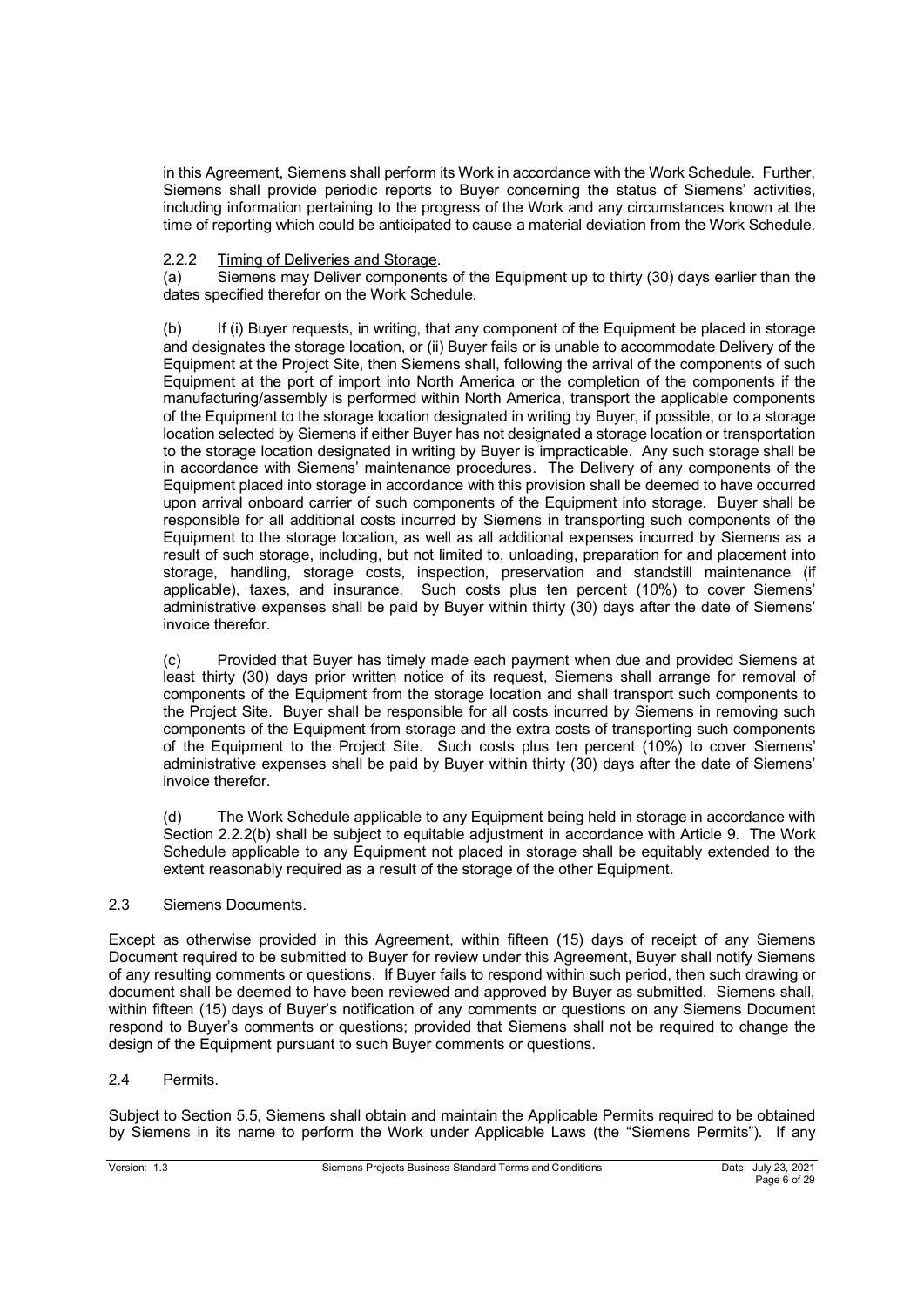in this Agreement, Siemens shall perform its Work in accordance with the Work Schedule. Further, Siemens shall provide periodic reports to Buyer concerning the status of Siemens' activities, including information pertaining to the progress of the Work and any circumstances known at the time of reporting which could be anticipated to cause a material deviation from the Work Schedule.

2.2.2 Timing of Deliveries and Storage.

(a) Siemens may Deliver components of the Equipment up to thirty (30) days earlier than the dates specified therefor on the Work Schedule.

(b) If (i) Buyer requests, in writing, that any component of the Equipment be placed in storage and designates the storage location, or (ii) Buyer fails or is unable to accommodate Delivery of the Equipment at the Project Site, then Siemens shall, following the arrival of the components of such Equipment at the port of import into North America or the completion of the components if the manufacturing/assembly is performed within North America, transport the applicable components of the Equipment to the storage location designated in writing by Buyer, if possible, or to a storage location selected by Siemens if either Buyer has not designated a storage location or transportation to the storage location designated in writing by Buyer is impracticable. Any such storage shall be in accordance with Siemens' maintenance procedures. The Delivery of any components of the Equipment placed into storage in accordance with this provision shall be deemed to have occurred upon arrival onboard carrier of such components of the Equipment into storage. Buyer shall be responsible for all additional costs incurred by Siemens in transporting such components of the Equipment to the storage location, as well as all additional expenses incurred by Siemens as a result of such storage, including, but not limited to, unloading, preparation for and placement into storage, handling, storage costs, inspection, preservation and standstill maintenance (if applicable), taxes, and insurance. Such costs plus ten percent (10%) to cover Siemens' administrative expenses shall be paid by Buyer within thirty (30) days after the date of Siemens' invoice therefor.

(c) Provided that Buyer has timely made each payment when due and provided Siemens at least thirty (30) days prior written notice of its request, Siemens shall arrange for removal of components of the Equipment from the storage location and shall transport such components to the Project Site. Buyer shall be responsible for all costs incurred by Siemens in removing such components of the Equipment from storage and the extra costs of transporting such components of the Equipment to the Project Site. Such costs plus ten percent (10%) to cover Siemens' administrative expenses shall be paid by Buyer within thirty (30) days after the date of Siemens' invoice therefor.

(d) The Work Schedule applicable to any Equipment being held in storage in accordance with Section 2.2.2(b) shall be subject to equitable adjustment in accordance with Article 9. The Work Schedule applicable to any Equipment not placed in storage shall be equitably extended to the extent reasonably required as a result of the storage of the other Equipment.

## 2.3 Siemens Documents.

Except as otherwise provided in this Agreement, within fifteen (15) days of receipt of any Siemens Document required to be submitted to Buyer for review under this Agreement, Buyer shall notify Siemens of any resulting comments or questions. If Buyer fails to respond within such period, then such drawing or document shall be deemed to have been reviewed and approved by Buyer as submitted. Siemens shall, within fifteen (15) days of Buyer's notification of any comments or questions on any Siemens Document respond to Buyer's comments or questions; provided that Siemens shall not be required to change the design of the Equipment pursuant to such Buyer comments or questions.

## 2.4 Permits.

Subject to Section 5.5, Siemens shall obtain and maintain the Applicable Permits required to be obtained by Siemens in its name to perform the Work under Applicable Laws (the "Siemens Permits"). If any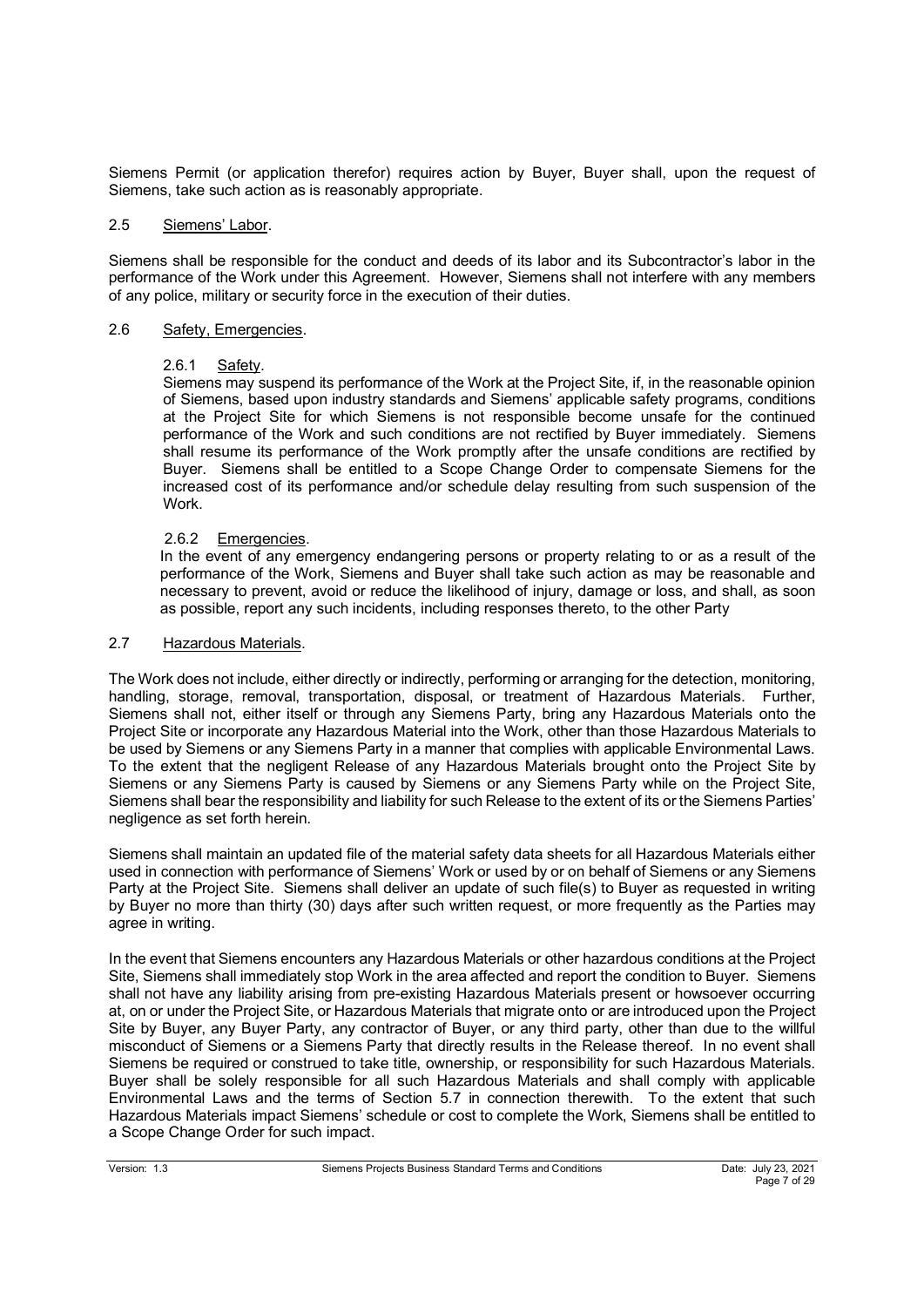Siemens Permit (or application therefor) requires action by Buyer, Buyer shall, upon the request of Siemens, take such action as is reasonably appropriate.

### 2.5 Siemens' Labor.

Siemens shall be responsible for the conduct and deeds of its labor and its Subcontractor's labor in the performance of the Work under this Agreement. However, Siemens shall not interfere with any members of any police, military or security force in the execution of their duties.

### 2.6 Safety, Emergencies.

#### 2.6.1 Safety.

Siemens may suspend its performance of the Work at the Project Site, if, in the reasonable opinion of Siemens, based upon industry standards and Siemens' applicable safety programs, conditions at the Project Site for which Siemens is not responsible become unsafe for the continued performance of the Work and such conditions are not rectified by Buyer immediately. Siemens shall resume its performance of the Work promptly after the unsafe conditions are rectified by Buyer. Siemens shall be entitled to a Scope Change Order to compensate Siemens for the increased cost of its performance and/or schedule delay resulting from such suspension of the Work.

#### 2.6.2 Emergencies.

In the event of any emergency endangering persons or property relating to or as a result of the performance of the Work, Siemens and Buyer shall take such action as may be reasonable and necessary to prevent, avoid or reduce the likelihood of injury, damage or loss, and shall, as soon as possible, report any such incidents, including responses thereto, to the other Party

### 2.7 Hazardous Materials.

The Work does not include, either directly or indirectly, performing or arranging for the detection, monitoring, handling, storage, removal, transportation, disposal, or treatment of Hazardous Materials. Further, Siemens shall not, either itself or through any Siemens Party, bring any Hazardous Materials onto the Project Site or incorporate any Hazardous Material into the Work, other than those Hazardous Materials to be used by Siemens or any Siemens Party in a manner that complies with applicable Environmental Laws. To the extent that the negligent Release of any Hazardous Materials brought onto the Project Site by Siemens or any Siemens Party is caused by Siemens or any Siemens Party while on the Project Site, Siemens shall bear the responsibility and liability for such Release to the extent of its or the Siemens Parties' negligence as set forth herein.

Siemens shall maintain an updated file of the material safety data sheets for all Hazardous Materials either used in connection with performance of Siemens' Work or used by or on behalf of Siemens or any Siemens Party at the Project Site. Siemens shall deliver an update of such file(s) to Buyer as requested in writing by Buyer no more than thirty (30) days after such written request, or more frequently as the Parties may agree in writing.

In the event that Siemens encounters any Hazardous Materials or other hazardous conditions at the Project Site, Siemens shall immediately stop Work in the area affected and report the condition to Buyer. Siemens shall not have any liability arising from pre-existing Hazardous Materials present or howsoever occurring at, on or under the Project Site, or Hazardous Materials that migrate onto or are introduced upon the Project Site by Buyer, any Buyer Party, any contractor of Buyer, or any third party, other than due to the willful misconduct of Siemens or a Siemens Party that directly results in the Release thereof. In no event shall Siemens be required or construed to take title, ownership, or responsibility for such Hazardous Materials. Buyer shall be solely responsible for all such Hazardous Materials and shall comply with applicable Environmental Laws and the terms of Section 5.7 in connection therewith. To the extent that such Hazardous Materials impact Siemens' schedule or cost to complete the Work, Siemens shall be entitled to a Scope Change Order for such impact.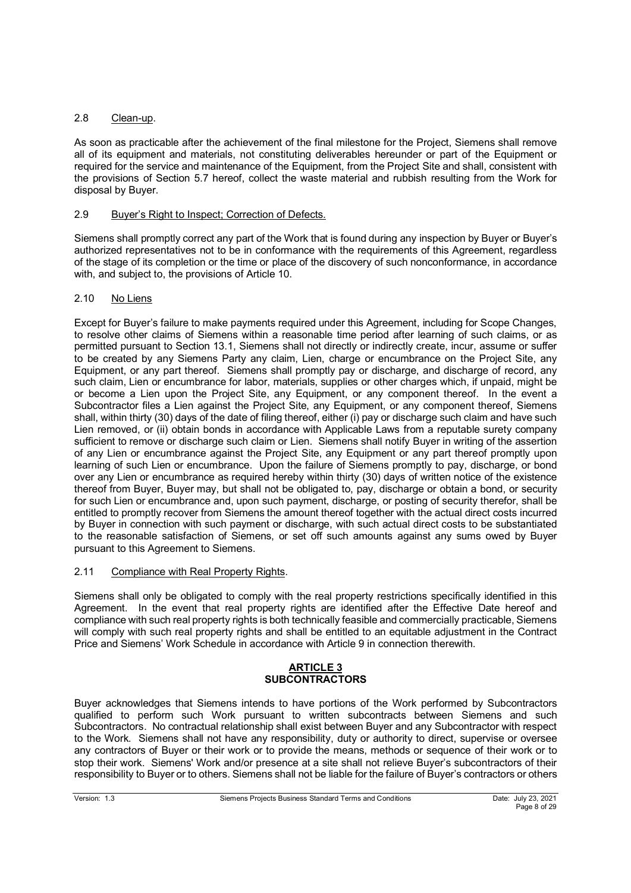## 2.8 Clean-up.

As soon as practicable after the achievement of the final milestone for the Project, Siemens shall remove all of its equipment and materials, not constituting deliverables hereunder or part of the Equipment or required for the service and maintenance of the Equipment, from the Project Site and shall, consistent with the provisions of Section 5.7 hereof, collect the waste material and rubbish resulting from the Work for disposal by Buyer.

## 2.9 Buyer's Right to Inspect; Correction of Defects.

Siemens shall promptly correct any part of the Work that is found during any inspection by Buyer or Buyer's authorized representatives not to be in conformance with the requirements of this Agreement, regardless of the stage of its completion or the time or place of the discovery of such nonconformance, in accordance with, and subject to, the provisions of Article 10.

## 2.10 No Liens

Except for Buyer's failure to make payments required under this Agreement, including for Scope Changes, to resolve other claims of Siemens within a reasonable time period after learning of such claims, or as permitted pursuant to Section 13.1, Siemens shall not directly or indirectly create, incur, assume or suffer to be created by any Siemens Party any claim, Lien, charge or encumbrance on the Project Site, any Equipment, or any part thereof. Siemens shall promptly pay or discharge, and discharge of record, any such claim, Lien or encumbrance for labor, materials, supplies or other charges which, if unpaid, might be or become a Lien upon the Project Site, any Equipment, or any component thereof. In the event a Subcontractor files a Lien against the Project Site, any Equipment, or any component thereof, Siemens shall, within thirty (30) days of the date of filing thereof, either (i) pay or discharge such claim and have such Lien removed, or (ii) obtain bonds in accordance with Applicable Laws from a reputable surety company sufficient to remove or discharge such claim or Lien. Siemens shall notify Buyer in writing of the assertion of any Lien or encumbrance against the Project Site, any Equipment or any part thereof promptly upon learning of such Lien or encumbrance. Upon the failure of Siemens promptly to pay, discharge, or bond over any Lien or encumbrance as required hereby within thirty (30) days of written notice of the existence thereof from Buyer, Buyer may, but shall not be obligated to, pay, discharge or obtain a bond, or security for such Lien or encumbrance and, upon such payment, discharge, or posting of security therefor, shall be entitled to promptly recover from Siemens the amount thereof together with the actual direct costs incurred by Buyer in connection with such payment or discharge, with such actual direct costs to be substantiated to the reasonable satisfaction of Siemens, or set off such amounts against any sums owed by Buyer pursuant to this Agreement to Siemens.

## 2.11 Compliance with Real Property Rights.

Siemens shall only be obligated to comply with the real property restrictions specifically identified in this Agreement. In the event that real property rights are identified after the Effective Date hereof and compliance with such real property rights is both technically feasible and commercially practicable, Siemens will comply with such real property rights and shall be entitled to an equitable adjustment in the Contract Price and Siemens' Work Schedule in accordance with Article 9 in connection therewith.

# ARTICLE 3
# SUBCONTRACTORS

Buyer acknowledges that Siemens intends to have portions of the Work performed by Subcontractors qualified to perform such Work pursuant to written subcontracts between Siemens and such Subcontractors. No contractual relationship shall exist between Buyer and any Subcontractor with respect to the Work. Siemens shall not have any responsibility, duty or authority to direct, supervise or oversee any contractors of Buyer or their work or to provide the means, methods or sequence of their work or to stop their work. Siemens' Work and/or presence at a site shall not relieve Buyer's subcontractors of their responsibility to Buyer or to others. Siemens shall not be liable for the failure of Buyer's contractors or others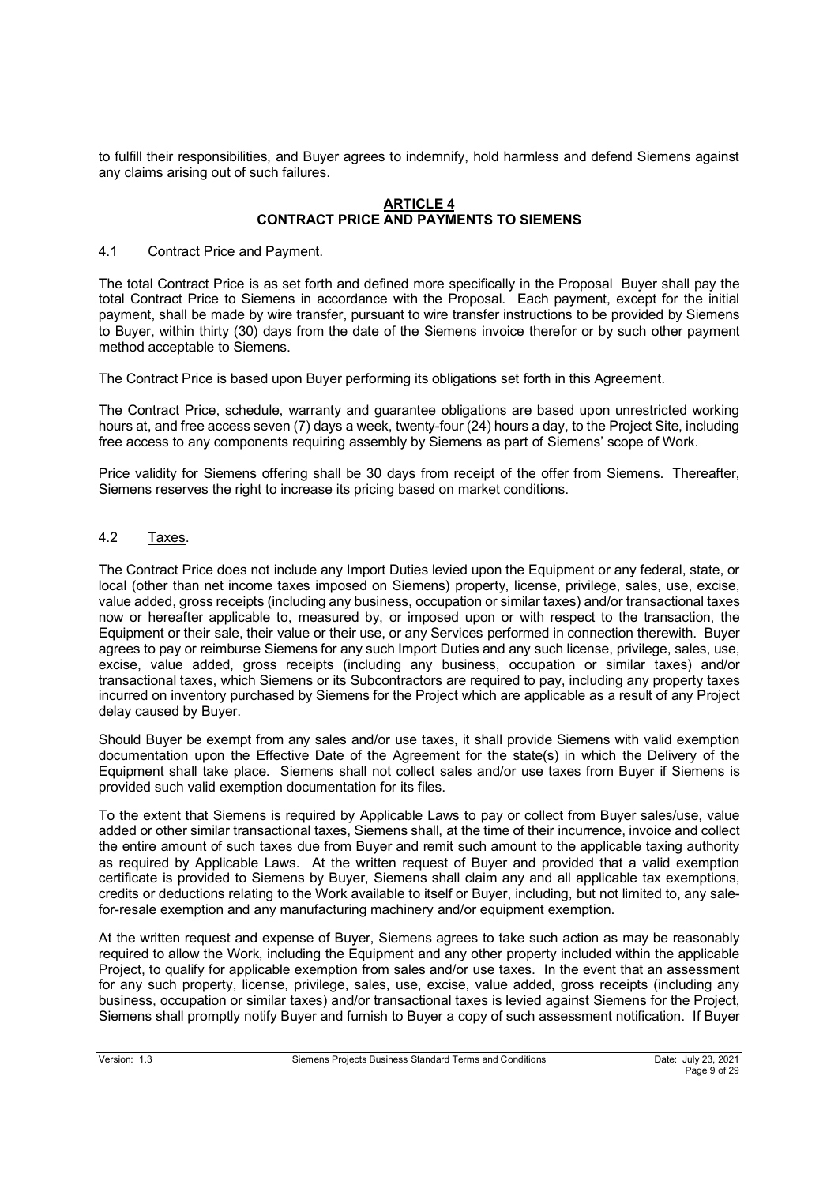to fulfill their responsibilities, and Buyer agrees to indemnify, hold harmless and defend Siemens against any claims arising out of such failures.

## ARTICLE 4
## CONTRACT PRICE AND PAYMENTS TO SIEMENS

### 4.1 Contract Price and Payment.

The total Contract Price is as set forth and defined more specifically in the Proposal Buyer shall pay the total Contract Price to Siemens in accordance with the Proposal. Each payment, except for the initial payment, shall be made by wire transfer, pursuant to wire transfer instructions to be provided by Siemens to Buyer, within thirty (30) days from the date of the Siemens invoice therefor or by such other payment method acceptable to Siemens.

The Contract Price is based upon Buyer performing its obligations set forth in this Agreement.

The Contract Price, schedule, warranty and guarantee obligations are based upon unrestricted working hours at, and free access seven (7) days a week, twenty-four (24) hours a day, to the Project Site, including free access to any components requiring assembly by Siemens as part of Siemens' scope of Work.

Price validity for Siemens offering shall be 30 days from receipt of the offer from Siemens. Thereafter, Siemens reserves the right to increase its pricing based on market conditions.

### 4.2 Taxes.

The Contract Price does not include any Import Duties levied upon the Equipment or any federal, state, or local (other than net income taxes imposed on Siemens) property, license, privilege, sales, use, excise, value added, gross receipts (including any business, occupation or similar taxes) and/or transactional taxes now or hereafter applicable to, measured by, or imposed upon or with respect to the transaction, the Equipment or their sale, their value or their use, or any Services performed in connection therewith. Buyer agrees to pay or reimburse Siemens for any such Import Duties and any such license, privilege, sales, use, excise, value added, gross receipts (including any business, occupation or similar taxes) and/or transactional taxes, which Siemens or its Subcontractors are required to pay, including any property taxes incurred on inventory purchased by Siemens for the Project which are applicable as a result of any Project delay caused by Buyer.

Should Buyer be exempt from any sales and/or use taxes, it shall provide Siemens with valid exemption documentation upon the Effective Date of the Agreement for the state(s) in which the Delivery of the Equipment shall take place. Siemens shall not collect sales and/or use taxes from Buyer if Siemens is provided such valid exemption documentation for its files.

To the extent that Siemens is required by Applicable Laws to pay or collect from Buyer sales/use, value added or other similar transactional taxes, Siemens shall, at the time of their incurrence, invoice and collect the entire amount of such taxes due from Buyer and remit such amount to the applicable taxing authority as required by Applicable Laws. At the written request of Buyer and provided that a valid exemption certificate is provided to Siemens by Buyer, Siemens shall claim any and all applicable tax exemptions, credits or deductions relating to the Work available to itself or Buyer, including, but not limited to, any sale-for-resale exemption and any manufacturing machinery and/or equipment exemption.

At the written request and expense of Buyer, Siemens agrees to take such action as may be reasonably required to allow the Work, including the Equipment and any other property included within the applicable Project, to qualify for applicable exemption from sales and/or use taxes. In the event that an assessment for any such property, license, privilege, sales, use, excise, value added, gross receipts (including any business, occupation or similar taxes) and/or transactional taxes is levied against Siemens for the Project, Siemens shall promptly notify Buyer and furnish to Buyer a copy of such assessment notification. If Buyer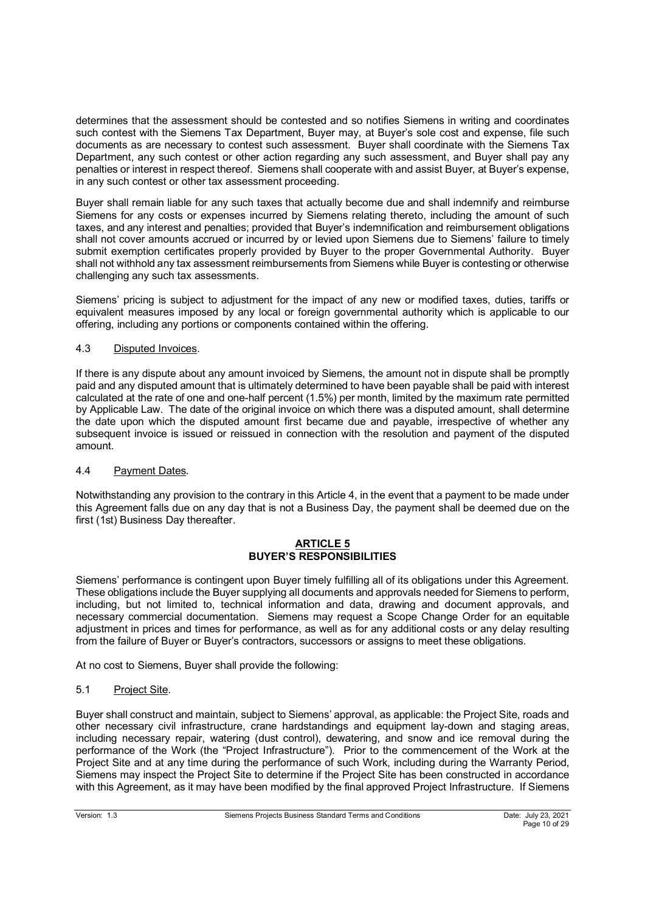determines that the assessment should be contested and so notifies Siemens in writing and coordinates such contest with the Siemens Tax Department, Buyer may, at Buyer's sole cost and expense, file such documents as are necessary to contest such assessment. Buyer shall coordinate with the Siemens Tax Department, any such contest or other action regarding any such assessment, and Buyer shall pay any penalties or interest in respect thereof. Siemens shall cooperate with and assist Buyer, at Buyer's expense, in any such contest or other tax assessment proceeding.

Buyer shall remain liable for any such taxes that actually become due and shall indemnify and reimburse Siemens for any costs or expenses incurred by Siemens relating thereto, including the amount of such taxes, and any interest and penalties; provided that Buyer's indemnification and reimbursement obligations shall not cover amounts accrued or incurred by or levied upon Siemens due to Siemens' failure to timely submit exemption certificates properly provided by Buyer to the proper Governmental Authority. Buyer shall not withhold any tax assessment reimbursements from Siemens while Buyer is contesting or otherwise challenging any such tax assessments.

Siemens' pricing is subject to adjustment for the impact of any new or modified taxes, duties, tariffs or equivalent measures imposed by any local or foreign governmental authority which is applicable to our offering, including any portions or components contained within the offering.

4.3 Disputed Invoices.

If there is any dispute about any amount invoiced by Siemens, the amount not in dispute shall be promptly paid and any disputed amount that is ultimately determined to have been payable shall be paid with interest calculated at the rate of one and one-half percent (1.5%) per month, limited by the maximum rate permitted by Applicable Law. The date of the original invoice on which there was a disputed amount, shall determine the date upon which the disputed amount first became due and payable, irrespective of whether any subsequent invoice is issued or reissued in connection with the resolution and payment of the disputed amount.

4.4 Payment Dates.

Notwithstanding any provision to the contrary in this Article 4, in the event that a payment to be made under this Agreement falls due on any day that is not a Business Day, the payment shall be deemed due on the first (1st) Business Day thereafter.

## ARTICLE 5
## BUYER'S RESPONSIBILITIES

Siemens' performance is contingent upon Buyer timely fulfilling all of its obligations under this Agreement. These obligations include the Buyer supplying all documents and approvals needed for Siemens to perform, including, but not limited to, technical information and data, drawing and document approvals, and necessary commercial documentation. Siemens may request a Scope Change Order for an equitable adjustment in prices and times for performance, as well as for any additional costs or any delay resulting from the failure of Buyer or Buyer's contractors, successors or assigns to meet these obligations.

At no cost to Siemens, Buyer shall provide the following:

5.1 Project Site.

Buyer shall construct and maintain, subject to Siemens' approval, as applicable: the Project Site, roads and other necessary civil infrastructure, crane hardstandings and equipment lay-down and staging areas, including necessary repair, watering (dust control), dewatering, and snow and ice removal during the performance of the Work (the "Project Infrastructure"). Prior to the commencement of the Work at the Project Site and at any time during the performance of such Work, including during the Warranty Period, Siemens may inspect the Project Site to determine if the Project Site has been constructed in accordance with this Agreement, as it may have been modified by the final approved Project Infrastructure. If Siemens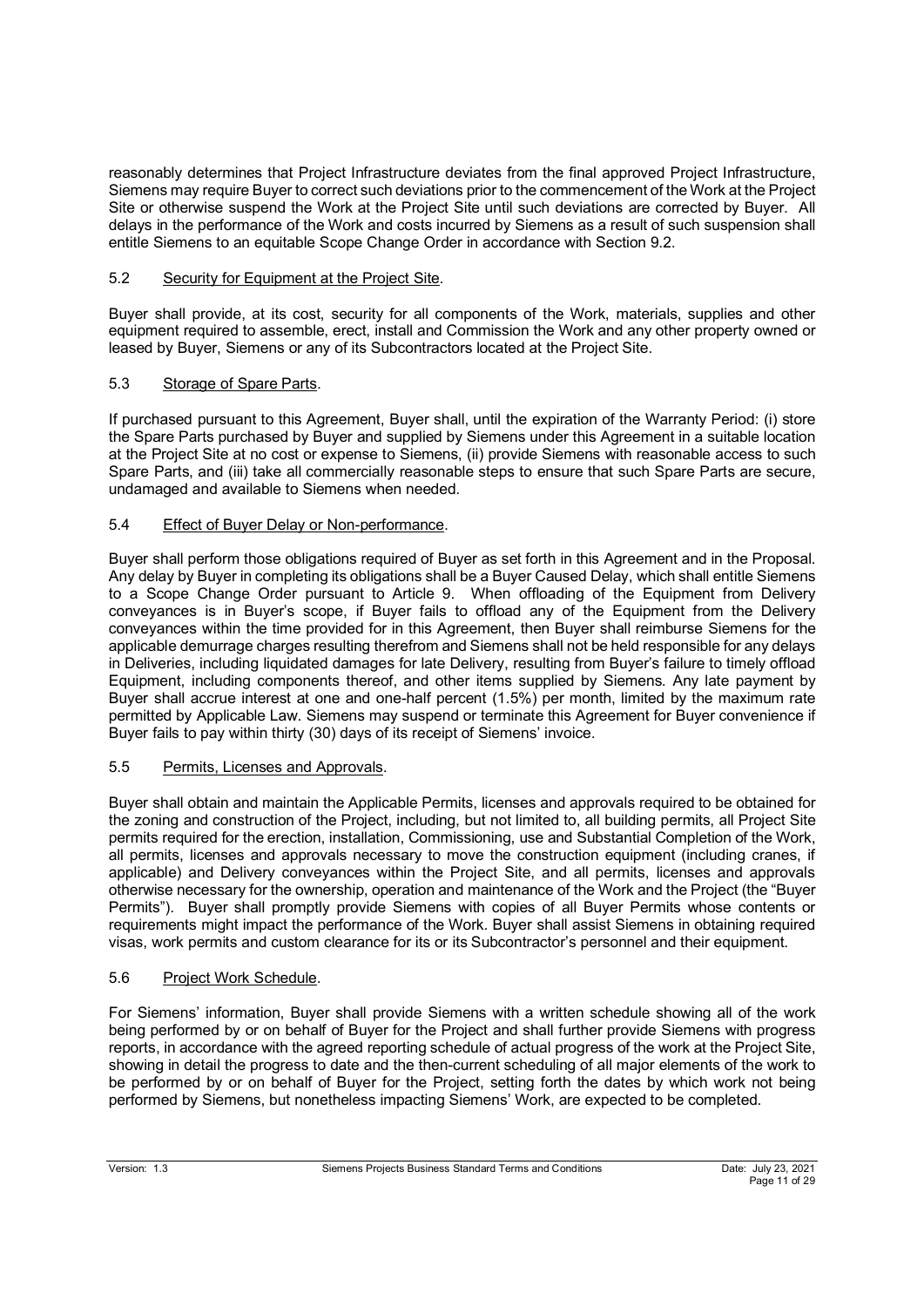reasonably determines that Project Infrastructure deviates from the final approved Project Infrastructure, Siemens may require Buyer to correct such deviations prior to the commencement of the Work at the Project Site or otherwise suspend the Work at the Project Site until such deviations are corrected by Buyer. All delays in the performance of the Work and costs incurred by Siemens as a result of such suspension shall entitle Siemens to an equitable Scope Change Order in accordance with Section 9.2.

5.2 Security for Equipment at the Project Site.

Buyer shall provide, at its cost, security for all components of the Work, materials, supplies and other equipment required to assemble, erect, install and Commission the Work and any other property owned or leased by Buyer, Siemens or any of its Subcontractors located at the Project Site.

5.3 Storage of Spare Parts.

If purchased pursuant to this Agreement, Buyer shall, until the expiration of the Warranty Period: (i) store the Spare Parts purchased by Buyer and supplied by Siemens under this Agreement in a suitable location at the Project Site at no cost or expense to Siemens, (ii) provide Siemens with reasonable access to such Spare Parts, and (iii) take all commercially reasonable steps to ensure that such Spare Parts are secure, undamaged and available to Siemens when needed.

5.4 Effect of Buyer Delay or Non-performance.

Buyer shall perform those obligations required of Buyer as set forth in this Agreement and in the Proposal. Any delay by Buyer in completing its obligations shall be a Buyer Caused Delay, which shall entitle Siemens to a Scope Change Order pursuant to Article 9. When offloading of the Equipment from Delivery conveyances is in Buyer's scope, if Buyer fails to offload any of the Equipment from the Delivery conveyances within the time provided for in this Agreement, then Buyer shall reimburse Siemens for the applicable demurrage charges resulting therefrom and Siemens shall not be held responsible for any delays in Deliveries, including liquidated damages for late Delivery, resulting from Buyer's failure to timely offload Equipment, including components thereof, and other items supplied by Siemens. Any late payment by Buyer shall accrue interest at one and one-half percent (1.5%) per month, limited by the maximum rate permitted by Applicable Law. Siemens may suspend or terminate this Agreement for Buyer convenience if Buyer fails to pay within thirty (30) days of its receipt of Siemens' invoice.

5.5 Permits, Licenses and Approvals.

Buyer shall obtain and maintain the Applicable Permits, licenses and approvals required to be obtained for the zoning and construction of the Project, including, but not limited to, all building permits, all Project Site permits required for the erection, installation, Commissioning, use and Substantial Completion of the Work, all permits, licenses and approvals necessary to move the construction equipment (including cranes, if applicable) and Delivery conveyances within the Project Site, and all permits, licenses and approvals otherwise necessary for the ownership, operation and maintenance of the Work and the Project (the "Buyer Permits"). Buyer shall promptly provide Siemens with copies of all Buyer Permits whose contents or requirements might impact the performance of the Work. Buyer shall assist Siemens in obtaining required visas, work permits and custom clearance for its or its Subcontractor's personnel and their equipment.

5.6 Project Work Schedule.

For Siemens' information, Buyer shall provide Siemens with a written schedule showing all of the work being performed by or on behalf of Buyer for the Project and shall further provide Siemens with progress reports, in accordance with the agreed reporting schedule of actual progress of the work at the Project Site, showing in detail the progress to date and the then-current scheduling of all major elements of the work to be performed by or on behalf of Buyer for the Project, setting forth the dates by which work not being performed by Siemens, but nonetheless impacting Siemens' Work, are expected to be completed.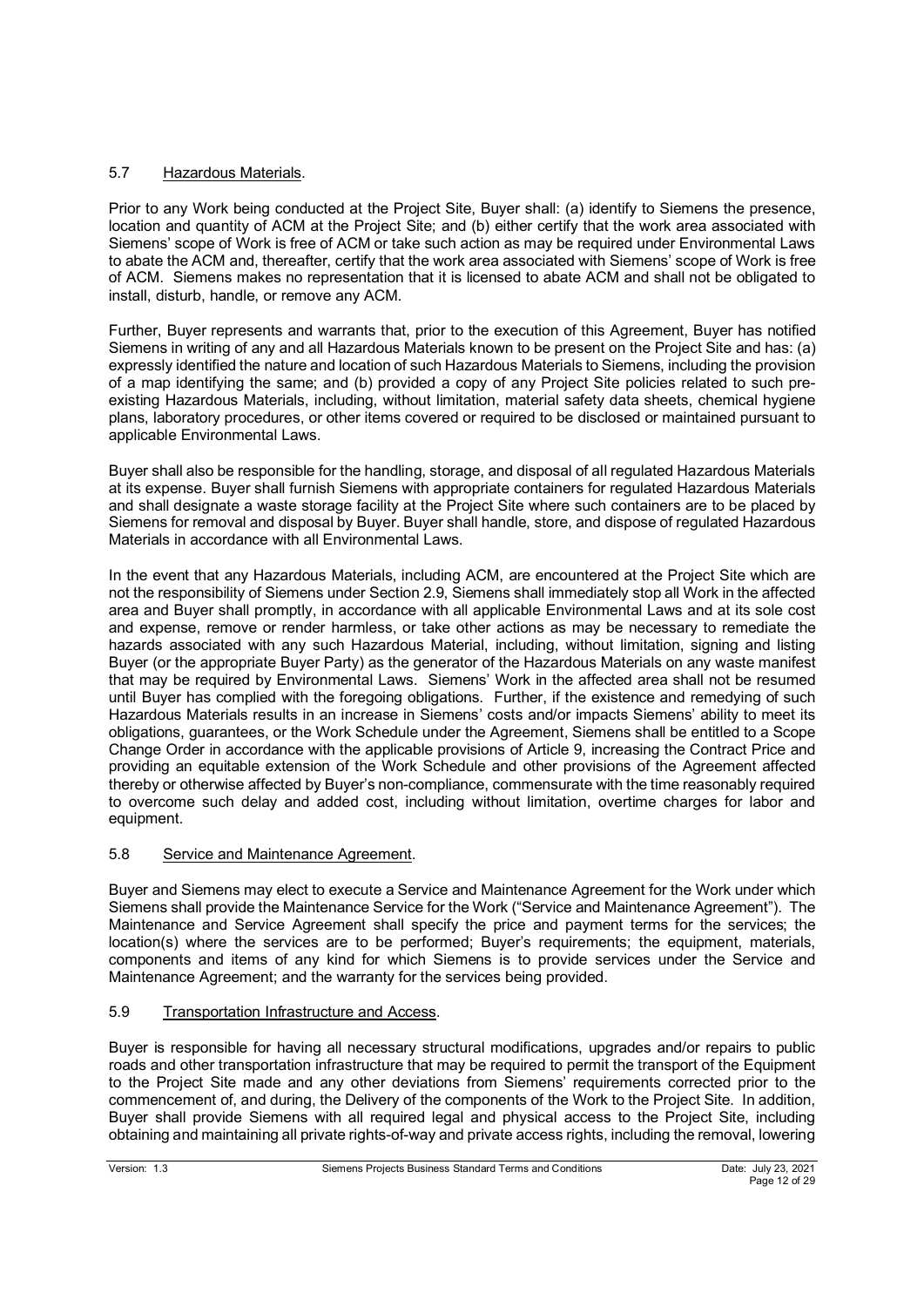### 5.7 Hazardous Materials.

Prior to any Work being conducted at the Project Site, Buyer shall: (a) identify to Siemens the presence, location and quantity of ACM at the Project Site; and (b) either certify that the work area associated with Siemens' scope of Work is free of ACM or take such action as may be required under Environmental Laws to abate the ACM and, thereafter, certify that the work area associated with Siemens' scope of Work is free of ACM. Siemens makes no representation that it is licensed to abate ACM and shall not be obligated to install, disturb, handle, or remove any ACM.

Further, Buyer represents and warrants that, prior to the execution of this Agreement, Buyer has notified Siemens in writing of any and all Hazardous Materials known to be present on the Project Site and has: (a) expressly identified the nature and location of such Hazardous Materials to Siemens, including the provision of a map identifying the same; and (b) provided a copy of any Project Site policies related to such pre-existing Hazardous Materials, including, without limitation, material safety data sheets, chemical hygiene plans, laboratory procedures, or other items covered or required to be disclosed or maintained pursuant to applicable Environmental Laws.

Buyer shall also be responsible for the handling, storage, and disposal of all regulated Hazardous Materials at its expense. Buyer shall furnish Siemens with appropriate containers for regulated Hazardous Materials and shall designate a waste storage facility at the Project Site where such containers are to be placed by Siemens for removal and disposal by Buyer. Buyer shall handle, store, and dispose of regulated Hazardous Materials in accordance with all Environmental Laws.

In the event that any Hazardous Materials, including ACM, are encountered at the Project Site which are not the responsibility of Siemens under Section 2.9, Siemens shall immediately stop all Work in the affected area and Buyer shall promptly, in accordance with all applicable Environmental Laws and at its sole cost and expense, remove or render harmless, or take other actions as may be necessary to remediate the hazards associated with any such Hazardous Material, including, without limitation, signing and listing Buyer (or the appropriate Buyer Party) as the generator of the Hazardous Materials on any waste manifest that may be required by Environmental Laws. Siemens' Work in the affected area shall not be resumed until Buyer has complied with the foregoing obligations. Further, if the existence and remedying of such Hazardous Materials results in an increase in Siemens' costs and/or impacts Siemens' ability to meet its obligations, guarantees, or the Work Schedule under the Agreement, Siemens shall be entitled to a Scope Change Order in accordance with the applicable provisions of Article 9, increasing the Contract Price and providing an equitable extension of the Work Schedule and other provisions of the Agreement affected thereby or otherwise affected by Buyer's non-compliance, commensurate with the time reasonably required to overcome such delay and added cost, including without limitation, overtime charges for labor and equipment.

### 5.8 Service and Maintenance Agreement.

Buyer and Siemens may elect to execute a Service and Maintenance Agreement for the Work under which Siemens shall provide the Maintenance Service for the Work ("Service and Maintenance Agreement"). The Maintenance and Service Agreement shall specify the price and payment terms for the services; the location(s) where the services are to be performed; Buyer's requirements; the equipment, materials, components and items of any kind for which Siemens is to provide services under the Service and Maintenance Agreement; and the warranty for the services being provided.

### 5.9 Transportation Infrastructure and Access.

Buyer is responsible for having all necessary structural modifications, upgrades and/or repairs to public roads and other transportation infrastructure that may be required to permit the transport of the Equipment to the Project Site made and any other deviations from Siemens' requirements corrected prior to the commencement of, and during, the Delivery of the components of the Work to the Project Site. In addition, Buyer shall provide Siemens with all required legal and physical access to the Project Site, including obtaining and maintaining all private rights-of-way and private access rights, including the removal, lowering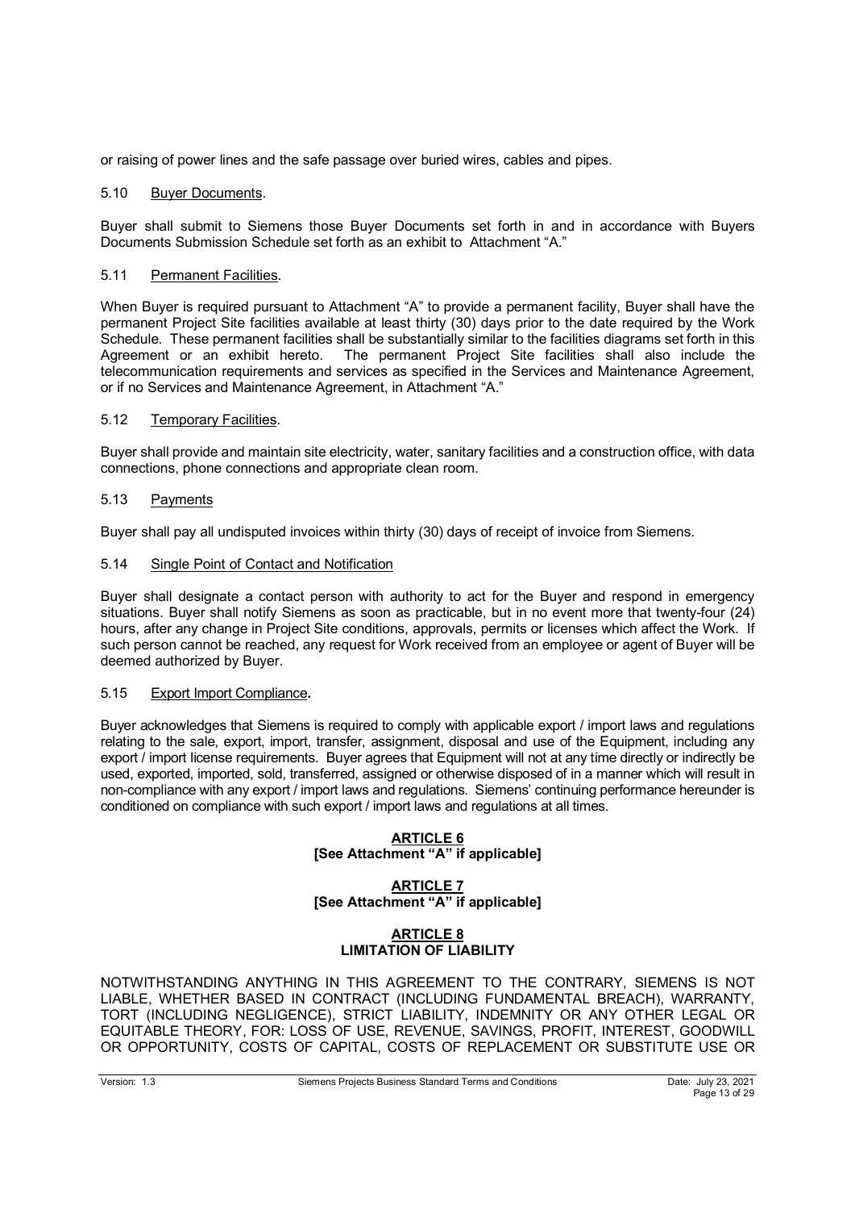or raising of power lines and the safe passage over buried wires, cables and pipes.

### 5.10 Buyer Documents.

Buyer shall submit to Siemens those Buyer Documents set forth in and in accordance with Buyers Documents Submission Schedule set forth as an exhibit to Attachment "A."

### 5.11 Permanent Facilities.

When Buyer is required pursuant to Attachment "A" to provide a permanent facility, Buyer shall have the permanent Project Site facilities available at least thirty (30) days prior to the date required by the Work Schedule. These permanent facilities shall be substantially similar to the facilities diagrams set forth in this Agreement or an exhibit hereto. The permanent Project Site facilities shall also include the telecommunication requirements and services as specified in the Services and Maintenance Agreement, or if no Services and Maintenance Agreement, in Attachment "A."

### 5.12 Temporary Facilities.

Buyer shall provide and maintain site electricity, water, sanitary facilities and a construction office, with data connections, phone connections and appropriate clean room.

### 5.13 Payments

Buyer shall pay all undisputed invoices within thirty (30) days of receipt of invoice from Siemens.

### 5.14 Single Point of Contact and Notification

Buyer shall designate a contact person with authority to act for the Buyer and respond in emergency situations. Buyer shall notify Siemens as soon as practicable, but in no event more that twenty-four (24) hours, after any change in Project Site conditions, approvals, permits or licenses which affect the Work. If such person cannot be reached, any request for Work received from an employee or agent of Buyer will be deemed authorized by Buyer.

### 5.15 Export Import Compliance.

Buyer acknowledges that Siemens is required to comply with applicable export / import laws and regulations relating to the sale, export, import, transfer, assignment, disposal and use of the Equipment, including any export / import license requirements. Buyer agrees that Equipment will not at any time directly or indirectly be used, exported, imported, sold, transferred, assigned or otherwise disposed of in a manner which will result in non-compliance with any export / import laws and regulations. Siemens' continuing performance hereunder is conditioned on compliance with such export / import laws and regulations at all times.

## ARTICLE 6
**[See Attachment "A" if applicable]**

## ARTICLE 7
**[See Attachment "A" if applicable]**

## ARTICLE 8
## LIMITATION OF LIABILITY

NOTWITHSTANDING ANYTHING IN THIS AGREEMENT TO THE CONTRARY, SIEMENS IS NOT LIABLE, WHETHER BASED IN CONTRACT (INCLUDING FUNDAMENTAL BREACH), WARRANTY, TORT (INCLUDING NEGLIGENCE), STRICT LIABILITY, INDEMNITY OR ANY OTHER LEGAL OR EQUITABLE THEORY, FOR: LOSS OF USE, REVENUE, SAVINGS, PROFIT, INTEREST, GOODWILL OR OPPORTUNITY, COSTS OF CAPITAL, COSTS OF REPLACEMENT OR SUBSTITUTE USE OR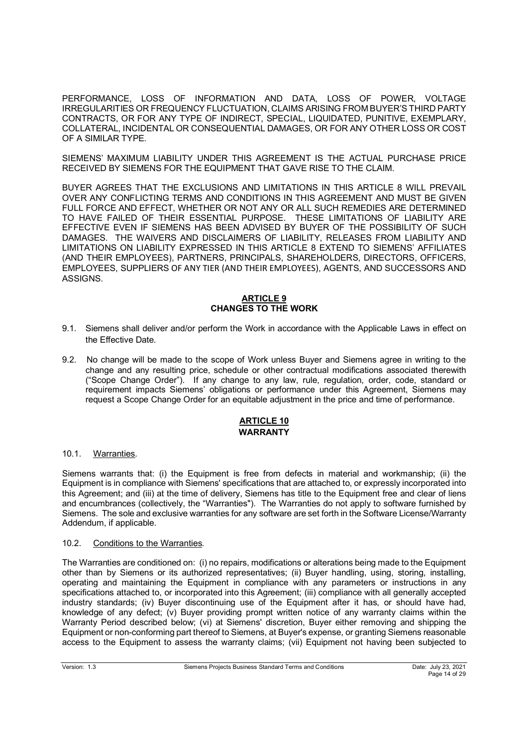PERFORMANCE, LOSS OF INFORMATION AND DATA, LOSS OF POWER, VOLTAGE IRREGULARITIES OR FREQUENCY FLUCTUATION, CLAIMS ARISING FROM BUYER'S THIRD PARTY CONTRACTS, OR FOR ANY TYPE OF INDIRECT, SPECIAL, LIQUIDATED, PUNITIVE, EXEMPLARY, COLLATERAL, INCIDENTAL OR CONSEQUENTIAL DAMAGES, OR FOR ANY OTHER LOSS OR COST OF A SIMILAR TYPE.

SIEMENS' MAXIMUM LIABILITY UNDER THIS AGREEMENT IS THE ACTUAL PURCHASE PRICE RECEIVED BY SIEMENS FOR THE EQUIPMENT THAT GAVE RISE TO THE CLAIM.

BUYER AGREES THAT THE EXCLUSIONS AND LIMITATIONS IN THIS ARTICLE 8 WILL PREVAIL OVER ANY CONFLICTING TERMS AND CONDITIONS IN THIS AGREEMENT AND MUST BE GIVEN FULL FORCE AND EFFECT, WHETHER OR NOT ANY OR ALL SUCH REMEDIES ARE DETERMINED TO HAVE FAILED OF THEIR ESSENTIAL PURPOSE. THESE LIMITATIONS OF LIABILITY ARE EFFECTIVE EVEN IF SIEMENS HAS BEEN ADVISED BY BUYER OF THE POSSIBILITY OF SUCH DAMAGES. THE WAIVERS AND DISCLAIMERS OF LIABILITY, RELEASES FROM LIABILITY AND LIMITATIONS ON LIABILITY EXPRESSED IN THIS ARTICLE 8 EXTEND TO SIEMENS' AFFILIATES (AND THEIR EMPLOYEES), PARTNERS, PRINCIPALS, SHAREHOLDERS, DIRECTORS, OFFICERS, EMPLOYEES, SUPPLIERS OF ANY TIER (AND THEIR EMPLOYEES), AGENTS, AND SUCCESSORS AND ASSIGNS.

## ARTICLE 9
## CHANGES TO THE WORK

9.1. Siemens shall deliver and/or perform the Work in accordance with the Applicable Laws in effect on the Effective Date.

9.2. No change will be made to the scope of Work unless Buyer and Siemens agree in writing to the change and any resulting price, schedule or other contractual modifications associated therewith ("Scope Change Order"). If any change to any law, rule, regulation, order, code, standard or requirement impacts Siemens' obligations or performance under this Agreement, Siemens may request a Scope Change Order for an equitable adjustment in the price and time of performance.

## ARTICLE 10
## WARRANTY

10.1. Warranties.

Siemens warrants that: (i) the Equipment is free from defects in material and workmanship; (ii) the Equipment is in compliance with Siemens' specifications that are attached to, or expressly incorporated into this Agreement; and (iii) at the time of delivery, Siemens has title to the Equipment free and clear of liens and encumbrances (collectively, the "Warranties"). The Warranties do not apply to software furnished by Siemens. The sole and exclusive warranties for any software are set forth in the Software License/Warranty Addendum, if applicable.

10.2. Conditions to the Warranties.

The Warranties are conditioned on: (i) no repairs, modifications or alterations being made to the Equipment other than by Siemens or its authorized representatives; (ii) Buyer handling, using, storing, installing, operating and maintaining the Equipment in compliance with any parameters or instructions in any specifications attached to, or incorporated into this Agreement; (iii) compliance with all generally accepted industry standards; (iv) Buyer discontinuing use of the Equipment after it has, or should have had, knowledge of any defect; (v) Buyer providing prompt written notice of any warranty claims within the Warranty Period described below; (vi) at Siemens' discretion, Buyer either removing and shipping the Equipment or non-conforming part thereof to Siemens, at Buyer's expense, or granting Siemens reasonable access to the Equipment to assess the warranty claims; (vii) Equipment not having been subjected to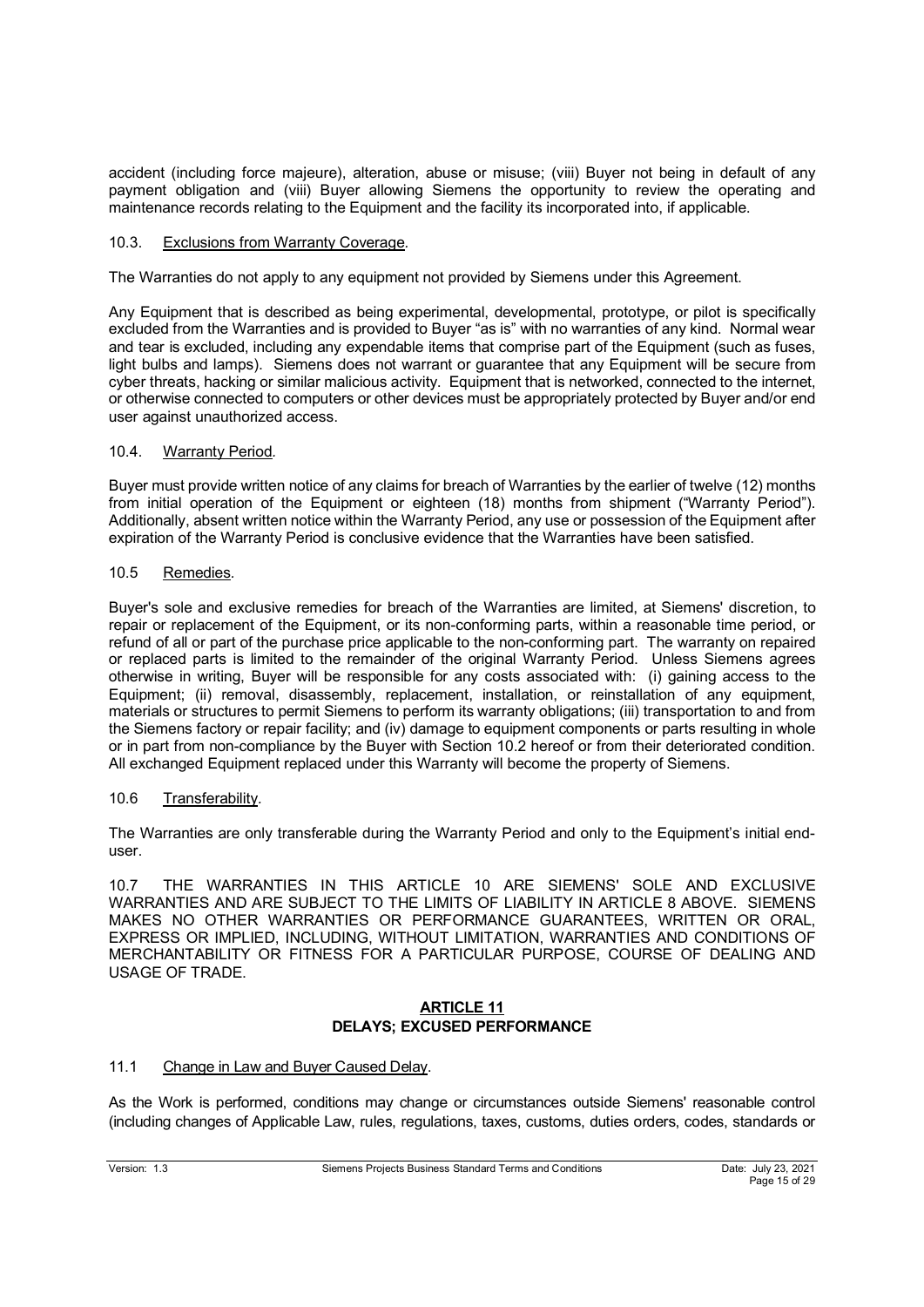accident (including force majeure), alteration, abuse or misuse; (viii) Buyer not being in default of any payment obligation and (viii) Buyer allowing Siemens the opportunity to review the operating and maintenance records relating to the Equipment and the facility its incorporated into, if applicable.

10.3. Exclusions from Warranty Coverage.

The Warranties do not apply to any equipment not provided by Siemens under this Agreement.

Any Equipment that is described as being experimental, developmental, prototype, or pilot is specifically excluded from the Warranties and is provided to Buyer "as is" with no warranties of any kind. Normal wear and tear is excluded, including any expendable items that comprise part of the Equipment (such as fuses, light bulbs and lamps). Siemens does not warrant or guarantee that any Equipment will be secure from cyber threats, hacking or similar malicious activity. Equipment that is networked, connected to the internet, or otherwise connected to computers or other devices must be appropriately protected by Buyer and/or end user against unauthorized access.

10.4. Warranty Period.

Buyer must provide written notice of any claims for breach of Warranties by the earlier of twelve (12) months from initial operation of the Equipment or eighteen (18) months from shipment ("Warranty Period"). Additionally, absent written notice within the Warranty Period, any use or possession of the Equipment after expiration of the Warranty Period is conclusive evidence that the Warranties have been satisfied.

10.5 Remedies.

Buyer's sole and exclusive remedies for breach of the Warranties are limited, at Siemens' discretion, to repair or replacement of the Equipment, or its non-conforming parts, within a reasonable time period, or refund of all or part of the purchase price applicable to the non-conforming part. The warranty on repaired or replaced parts is limited to the remainder of the original Warranty Period. Unless Siemens agrees otherwise in writing, Buyer will be responsible for any costs associated with: (i) gaining access to the Equipment; (ii) removal, disassembly, replacement, installation, or reinstallation of any equipment, materials or structures to permit Siemens to perform its warranty obligations; (iii) transportation to and from the Siemens factory or repair facility; and (iv) damage to equipment components or parts resulting in whole or in part from non-compliance by the Buyer with Section 10.2 hereof or from their deteriorated condition. All exchanged Equipment replaced under this Warranty will become the property of Siemens.

10.6 Transferability.

The Warranties are only transferable during the Warranty Period and only to the Equipment's initial end-user.

10.7 THE WARRANTIES IN THIS ARTICLE 10 ARE SIEMENS' SOLE AND EXCLUSIVE WARRANTIES AND ARE SUBJECT TO THE LIMITS OF LIABILITY IN ARTICLE 8 ABOVE. SIEMENS MAKES NO OTHER WARRANTIES OR PERFORMANCE GUARANTEES, WRITTEN OR ORAL, EXPRESS OR IMPLIED, INCLUDING, WITHOUT LIMITATION, WARRANTIES AND CONDITIONS OF MERCHANTABILITY OR FITNESS FOR A PARTICULAR PURPOSE, COURSE OF DEALING AND USAGE OF TRADE.

## ARTICLE 11
## DELAYS; EXCUSED PERFORMANCE

11.1 Change in Law and Buyer Caused Delay.

As the Work is performed, conditions may change or circumstances outside Siemens' reasonable control (including changes of Applicable Law, rules, regulations, taxes, customs, duties orders, codes, standards or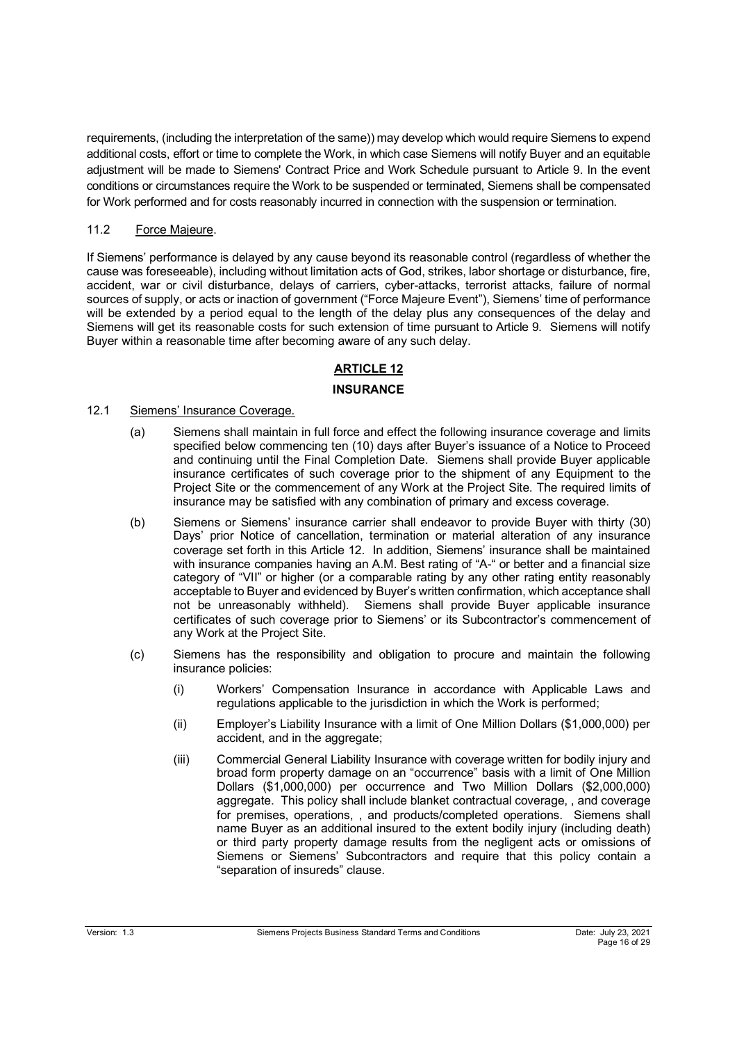requirements, (including the interpretation of the same)) may develop which would require Siemens to expend additional costs, effort or time to complete the Work, in which case Siemens will notify Buyer and an equitable adjustment will be made to Siemens' Contract Price and Work Schedule pursuant to Article 9. In the event conditions or circumstances require the Work to be suspended or terminated, Siemens shall be compensated for Work performed and for costs reasonably incurred in connection with the suspension or termination.

11.2 Force Majeure.

If Siemens' performance is delayed by any cause beyond its reasonable control (regardless of whether the cause was foreseeable), including without limitation acts of God, strikes, labor shortage or disturbance, fire, accident, war or civil disturbance, delays of carriers, cyber-attacks, terrorist attacks, failure of normal sources of supply, or acts or inaction of government ("Force Majeure Event"), Siemens' time of performance will be extended by a period equal to the length of the delay plus any consequences of the delay and Siemens will get its reasonable costs for such extension of time pursuant to Article 9. Siemens will notify Buyer within a reasonable time after becoming aware of any such delay.

## ARTICLE 12

## INSURANCE

12.1 Siemens' Insurance Coverage.

(a) Siemens shall maintain in full force and effect the following insurance coverage and limits specified below commencing ten (10) days after Buyer's issuance of a Notice to Proceed and continuing until the Final Completion Date. Siemens shall provide Buyer applicable insurance certificates of such coverage prior to the shipment of any Equipment to the Project Site or the commencement of any Work at the Project Site. The required limits of insurance may be satisfied with any combination of primary and excess coverage.

(b) Siemens or Siemens' insurance carrier shall endeavor to provide Buyer with thirty (30) Days' prior Notice of cancellation, termination or material alteration of any insurance coverage set forth in this Article 12. In addition, Siemens' insurance shall be maintained with insurance companies having an A.M. Best rating of "A-" or better and a financial size category of "VII" or higher (or a comparable rating by any other rating entity reasonably acceptable to Buyer and evidenced by Buyer's written confirmation, which acceptance shall not be unreasonably withheld). Siemens shall provide Buyer applicable insurance certificates of such coverage prior to Siemens' or its Subcontractor's commencement of any Work at the Project Site.

(c) Siemens has the responsibility and obligation to procure and maintain the following insurance policies:

(i) Workers' Compensation Insurance in accordance with Applicable Laws and regulations applicable to the jurisdiction in which the Work is performed;

(ii) Employer's Liability Insurance with a limit of One Million Dollars ($1,000,000) per accident, and in the aggregate;

(iii) Commercial General Liability Insurance with coverage written for bodily injury and broad form property damage on an "occurrence" basis with a limit of One Million Dollars ($1,000,000) per occurrence and Two Million Dollars ($2,000,000) aggregate. This policy shall include blanket contractual coverage, , and coverage for premises, operations, , and products/completed operations. Siemens shall name Buyer as an additional insured to the extent bodily injury (including death) or third party property damage results from the negligent acts or omissions of Siemens or Siemens' Subcontractors and require that this policy contain a "separation of insureds" clause.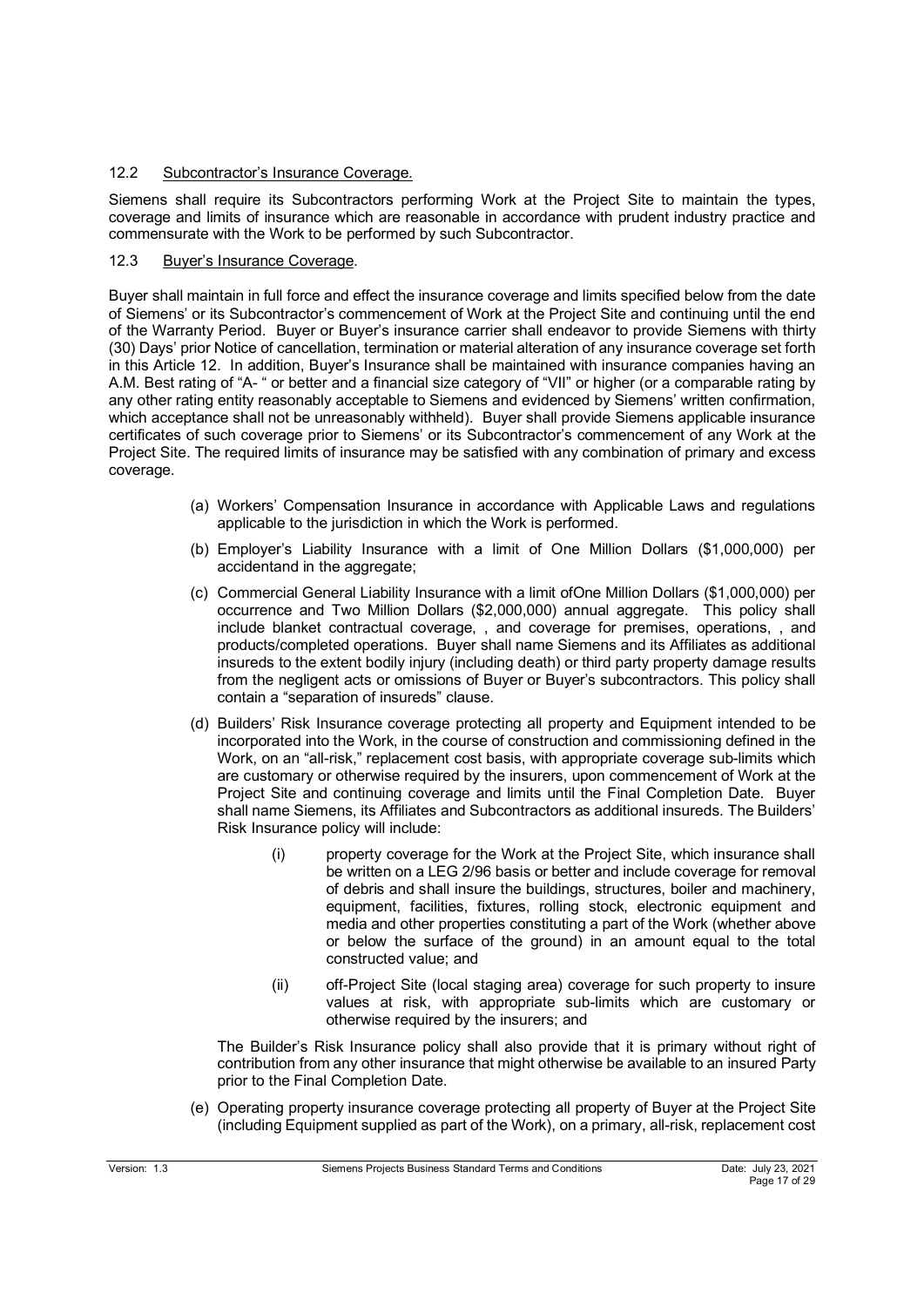### 12.2 Subcontractor's Insurance Coverage.

Siemens shall require its Subcontractors performing Work at the Project Site to maintain the types, coverage and limits of insurance which are reasonable in accordance with prudent industry practice and commensurate with the Work to be performed by such Subcontractor.

### 12.3 Buyer's Insurance Coverage.

Buyer shall maintain in full force and effect the insurance coverage and limits specified below from the date of Siemens' or its Subcontractor's commencement of Work at the Project Site and continuing until the end of the Warranty Period. Buyer or Buyer's insurance carrier shall endeavor to provide Siemens with thirty (30) Days' prior Notice of cancellation, termination or material alteration of any insurance coverage set forth in this Article 12. In addition, Buyer's Insurance shall be maintained with insurance companies having an A.M. Best rating of "A- " or better and a financial size category of "VII" or higher (or a comparable rating by any other rating entity reasonably acceptable to Siemens and evidenced by Siemens' written confirmation, which acceptance shall not be unreasonably withheld). Buyer shall provide Siemens applicable insurance certificates of such coverage prior to Siemens' or its Subcontractor's commencement of any Work at the Project Site. The required limits of insurance may be satisfied with any combination of primary and excess coverage.

(a) Workers' Compensation Insurance in accordance with Applicable Laws and regulations applicable to the jurisdiction in which the Work is performed.

(b) Employer's Liability Insurance with a limit of One Million Dollars ($1,000,000) per accidentand in the aggregate;

(c) Commercial General Liability Insurance with a limit ofOne Million Dollars ($1,000,000) per occurrence and Two Million Dollars ($2,000,000) annual aggregate. This policy shall include blanket contractual coverage, , and coverage for premises, operations, , and products/completed operations. Buyer shall name Siemens and its Affiliates as additional insureds to the extent bodily injury (including death) or third party property damage results from the negligent acts or omissions of Buyer or Buyer's subcontractors. This policy shall contain a "separation of insureds" clause.

(d) Builders' Risk Insurance coverage protecting all property and Equipment intended to be incorporated into the Work, in the course of construction and commissioning defined in the Work, on an "all-risk," replacement cost basis, with appropriate coverage sub-limits which are customary or otherwise required by the insurers, upon commencement of Work at the Project Site and continuing coverage and limits until the Final Completion Date. Buyer shall name Siemens, its Affiliates and Subcontractors as additional insureds. The Builders' Risk Insurance policy will include:

   (i) property coverage for the Work at the Project Site, which insurance shall be written on a LEG 2/96 basis or better and include coverage for removal of debris and shall insure the buildings, structures, boiler and machinery, equipment, facilities, fixtures, rolling stock, electronic equipment and media and other properties constituting a part of the Work (whether above or below the surface of the ground) in an amount equal to the total constructed value; and

   (ii) off-Project Site (local staging area) coverage for such property to insure values at risk, with appropriate sub-limits which are customary or otherwise required by the insurers; and

   The Builder's Risk Insurance policy shall also provide that it is primary without right of contribution from any other insurance that might otherwise be available to an insured Party prior to the Final Completion Date.

(e) Operating property insurance coverage protecting all property of Buyer at the Project Site (including Equipment supplied as part of the Work), on a primary, all-risk, replacement cost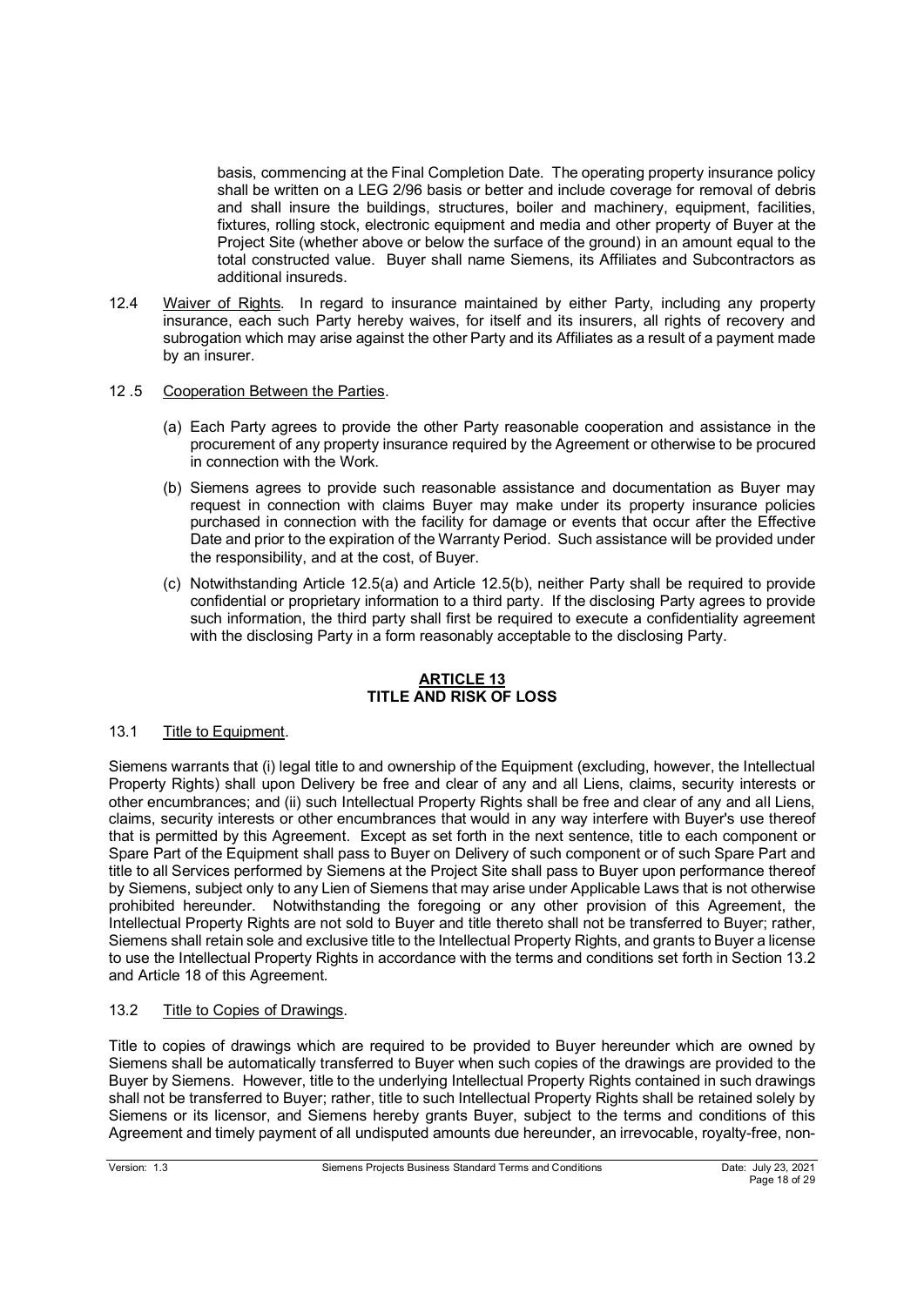basis, commencing at the Final Completion Date. The operating property insurance policy shall be written on a LEG 2/96 basis or better and include coverage for removal of debris and shall insure the buildings, structures, boiler and machinery, equipment, facilities, fixtures, rolling stock, electronic equipment and media and other property of Buyer at the Project Site (whether above or below the surface of the ground) in an amount equal to the total constructed value. Buyer shall name Siemens, its Affiliates and Subcontractors as additional insureds.

12.4 Waiver of Rights. In regard to insurance maintained by either Party, including any property insurance, each such Party hereby waives, for itself and its insurers, all rights of recovery and subrogation which may arise against the other Party and its Affiliates as a result of a payment made by an insurer.

12 .5 Cooperation Between the Parties.

(a) Each Party agrees to provide the other Party reasonable cooperation and assistance in the procurement of any property insurance required by the Agreement or otherwise to be procured in connection with the Work.

(b) Siemens agrees to provide such reasonable assistance and documentation as Buyer may request in connection with claims Buyer may make under its property insurance policies purchased in connection with the facility for damage or events that occur after the Effective Date and prior to the expiration of the Warranty Period. Such assistance will be provided under the responsibility, and at the cost, of Buyer.

(c) Notwithstanding Article 12.5(a) and Article 12.5(b), neither Party shall be required to provide confidential or proprietary information to a third party. If the disclosing Party agrees to provide such information, the third party shall first be required to execute a confidentiality agreement with the disclosing Party in a form reasonably acceptable to the disclosing Party.

## ARTICLE 13
## TITLE AND RISK OF LOSS

13.1 Title to Equipment.

Siemens warrants that (i) legal title to and ownership of the Equipment (excluding, however, the Intellectual Property Rights) shall upon Delivery be free and clear of any and all Liens, claims, security interests or other encumbrances; and (ii) such Intellectual Property Rights shall be free and clear of any and all Liens, claims, security interests or other encumbrances that would in any way interfere with Buyer's use thereof that is permitted by this Agreement. Except as set forth in the next sentence, title to each component or Spare Part of the Equipment shall pass to Buyer on Delivery of such component or of such Spare Part and title to all Services performed by Siemens at the Project Site shall pass to Buyer upon performance thereof by Siemens, subject only to any Lien of Siemens that may arise under Applicable Laws that is not otherwise prohibited hereunder. Notwithstanding the foregoing or any other provision of this Agreement, the Intellectual Property Rights are not sold to Buyer and title thereto shall not be transferred to Buyer; rather, Siemens shall retain sole and exclusive title to the Intellectual Property Rights, and grants to Buyer a license to use the Intellectual Property Rights in accordance with the terms and conditions set forth in Section 13.2 and Article 18 of this Agreement.

13.2 Title to Copies of Drawings.

Title to copies of drawings which are required to be provided to Buyer hereunder which are owned by Siemens shall be automatically transferred to Buyer when such copies of the drawings are provided to the Buyer by Siemens. However, title to the underlying Intellectual Property Rights contained in such drawings shall not be transferred to Buyer; rather, title to such Intellectual Property Rights shall be retained solely by Siemens or its licensor, and Siemens hereby grants Buyer, subject to the terms and conditions of this Agreement and timely payment of all undisputed amounts due hereunder, an irrevocable, royalty-free, non-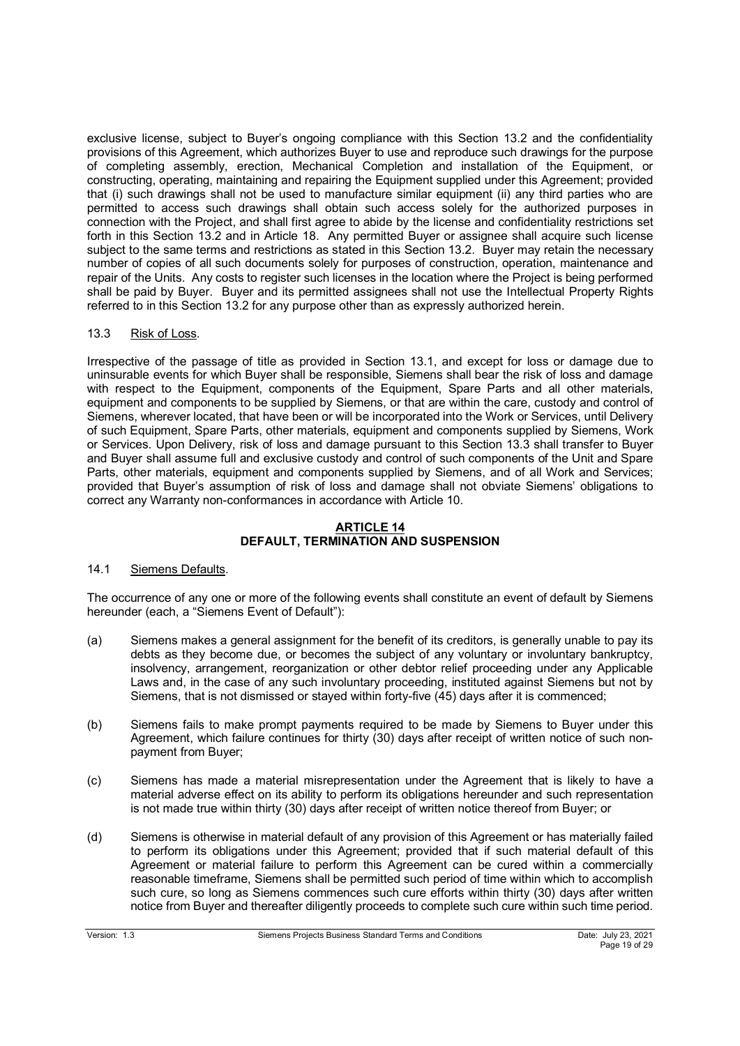exclusive license, subject to Buyer's ongoing compliance with this Section 13.2 and the confidentiality provisions of this Agreement, which authorizes Buyer to use and reproduce such drawings for the purpose of completing assembly, erection, Mechanical Completion and installation of the Equipment, or constructing, operating, maintaining and repairing the Equipment supplied under this Agreement; provided that (i) such drawings shall not be used to manufacture similar equipment (ii) any third parties who are permitted to access such drawings shall obtain such access solely for the authorized purposes in connection with the Project, and shall first agree to abide by the license and confidentiality restrictions set forth in this Section 13.2 and in Article 18. Any permitted Buyer or assignee shall acquire such license subject to the same terms and restrictions as stated in this Section 13.2. Buyer may retain the necessary number of copies of all such documents solely for purposes of construction, operation, maintenance and repair of the Units. Any costs to register such licenses in the location where the Project is being performed shall be paid by Buyer. Buyer and its permitted assignees shall not use the Intellectual Property Rights referred to in this Section 13.2 for any purpose other than as expressly authorized herein.

13.3 Risk of Loss.

Irrespective of the passage of title as provided in Section 13.1, and except for loss or damage due to uninsurable events for which Buyer shall be responsible, Siemens shall bear the risk of loss and damage with respect to the Equipment, components of the Equipment, Spare Parts and all other materials, equipment and components to be supplied by Siemens, or that are within the care, custody and control of Siemens, wherever located, that have been or will be incorporated into the Work or Services, until Delivery of such Equipment, Spare Parts, other materials, equipment and components supplied by Siemens, Work or Services. Upon Delivery, risk of loss and damage pursuant to this Section 13.3 shall transfer to Buyer and Buyer shall assume full and exclusive custody and control of such components of the Unit and Spare Parts, other materials, equipment and components supplied by Siemens, and of all Work and Services; provided that Buyer's assumption of risk of loss and damage shall not obviate Siemens' obligations to correct any Warranty non-conformances in accordance with Article 10.

## ARTICLE 14
## DEFAULT, TERMINATION AND SUSPENSION

14.1 Siemens Defaults.

The occurrence of any one or more of the following events shall constitute an event of default by Siemens hereunder (each, a "Siemens Event of Default"):

(a) Siemens makes a general assignment for the benefit of its creditors, is generally unable to pay its debts as they become due, or becomes the subject of any voluntary or involuntary bankruptcy, insolvency, arrangement, reorganization or other debtor relief proceeding under any Applicable Laws and, in the case of any such involuntary proceeding, instituted against Siemens but not by Siemens, that is not dismissed or stayed within forty-five (45) days after it is commenced;

(b) Siemens fails to make prompt payments required to be made by Siemens to Buyer under this Agreement, which failure continues for thirty (30) days after receipt of written notice of such non-payment from Buyer;

(c) Siemens has made a material misrepresentation under the Agreement that is likely to have a material adverse effect on its ability to perform its obligations hereunder and such representation is not made true within thirty (30) days after receipt of written notice thereof from Buyer; or

(d) Siemens is otherwise in material default of any provision of this Agreement or has materially failed to perform its obligations under this Agreement; provided that if such material default of this Agreement or material failure to perform this Agreement can be cured within a commercially reasonable timeframe, Siemens shall be permitted such period of time within which to accomplish such cure, so long as Siemens commences such cure efforts within thirty (30) days after written notice from Buyer and thereafter diligently proceeds to complete such cure within such time period.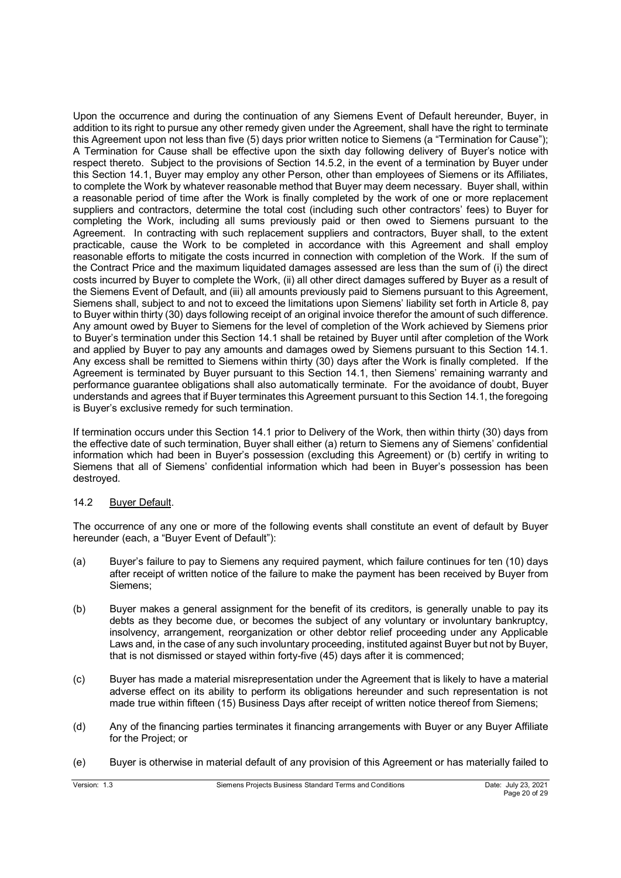Upon the occurrence and during the continuation of any Siemens Event of Default hereunder, Buyer, in addition to its right to pursue any other remedy given under the Agreement, shall have the right to terminate this Agreement upon not less than five (5) days prior written notice to Siemens (a "Termination for Cause"); A Termination for Cause shall be effective upon the sixth day following delivery of Buyer's notice with respect thereto. Subject to the provisions of Section 14.5.2, in the event of a termination by Buyer under this Section 14.1, Buyer may employ any other Person, other than employees of Siemens or its Affiliates, to complete the Work by whatever reasonable method that Buyer may deem necessary. Buyer shall, within a reasonable period of time after the Work is finally completed by the work of one or more replacement suppliers and contractors, determine the total cost (including such other contractors' fees) to Buyer for completing the Work, including all sums previously paid or then owed to Siemens pursuant to the Agreement. In contracting with such replacement suppliers and contractors, Buyer shall, to the extent practicable, cause the Work to be completed in accordance with this Agreement and shall employ reasonable efforts to mitigate the costs incurred in connection with completion of the Work. If the sum of the Contract Price and the maximum liquidated damages assessed are less than the sum of (i) the direct costs incurred by Buyer to complete the Work, (ii) all other direct damages suffered by Buyer as a result of the Siemens Event of Default, and (iii) all amounts previously paid to Siemens pursuant to this Agreement, Siemens shall, subject to and not to exceed the limitations upon Siemens' liability set forth in Article 8, pay to Buyer within thirty (30) days following receipt of an original invoice therefor the amount of such difference. Any amount owed by Buyer to Siemens for the level of completion of the Work achieved by Siemens prior to Buyer's termination under this Section 14.1 shall be retained by Buyer until after completion of the Work and applied by Buyer to pay any amounts and damages owed by Siemens pursuant to this Section 14.1. Any excess shall be remitted to Siemens within thirty (30) days after the Work is finally completed. If the Agreement is terminated by Buyer pursuant to this Section 14.1, then Siemens' remaining warranty and performance guarantee obligations shall also automatically terminate. For the avoidance of doubt, Buyer understands and agrees that if Buyer terminates this Agreement pursuant to this Section 14.1, the foregoing is Buyer's exclusive remedy for such termination.

If termination occurs under this Section 14.1 prior to Delivery of the Work, then within thirty (30) days from the effective date of such termination, Buyer shall either (a) return to Siemens any of Siemens' confidential information which had been in Buyer's possession (excluding this Agreement) or (b) certify in writing to Siemens that all of Siemens' confidential information which had been in Buyer's possession has been destroyed.

### 14.2 Buyer Default.

The occurrence of any one or more of the following events shall constitute an event of default by Buyer hereunder (each, a "Buyer Event of Default"):

(a) Buyer's failure to pay to Siemens any required payment, which failure continues for ten (10) days after receipt of written notice of the failure to make the payment has been received by Buyer from Siemens;

(b) Buyer makes a general assignment for the benefit of its creditors, is generally unable to pay its debts as they become due, or becomes the subject of any voluntary or involuntary bankruptcy, insolvency, arrangement, reorganization or other debtor relief proceeding under any Applicable Laws and, in the case of any such involuntary proceeding, instituted against Buyer but not by Buyer, that is not dismissed or stayed within forty-five (45) days after it is commenced;

(c) Buyer has made a material misrepresentation under the Agreement that is likely to have a material adverse effect on its ability to perform its obligations hereunder and such representation is not made true within fifteen (15) Business Days after receipt of written notice thereof from Siemens;

(d) Any of the financing parties terminates it financing arrangements with Buyer or any Buyer Affiliate for the Project; or

(e) Buyer is otherwise in material default of any provision of this Agreement or has materially failed to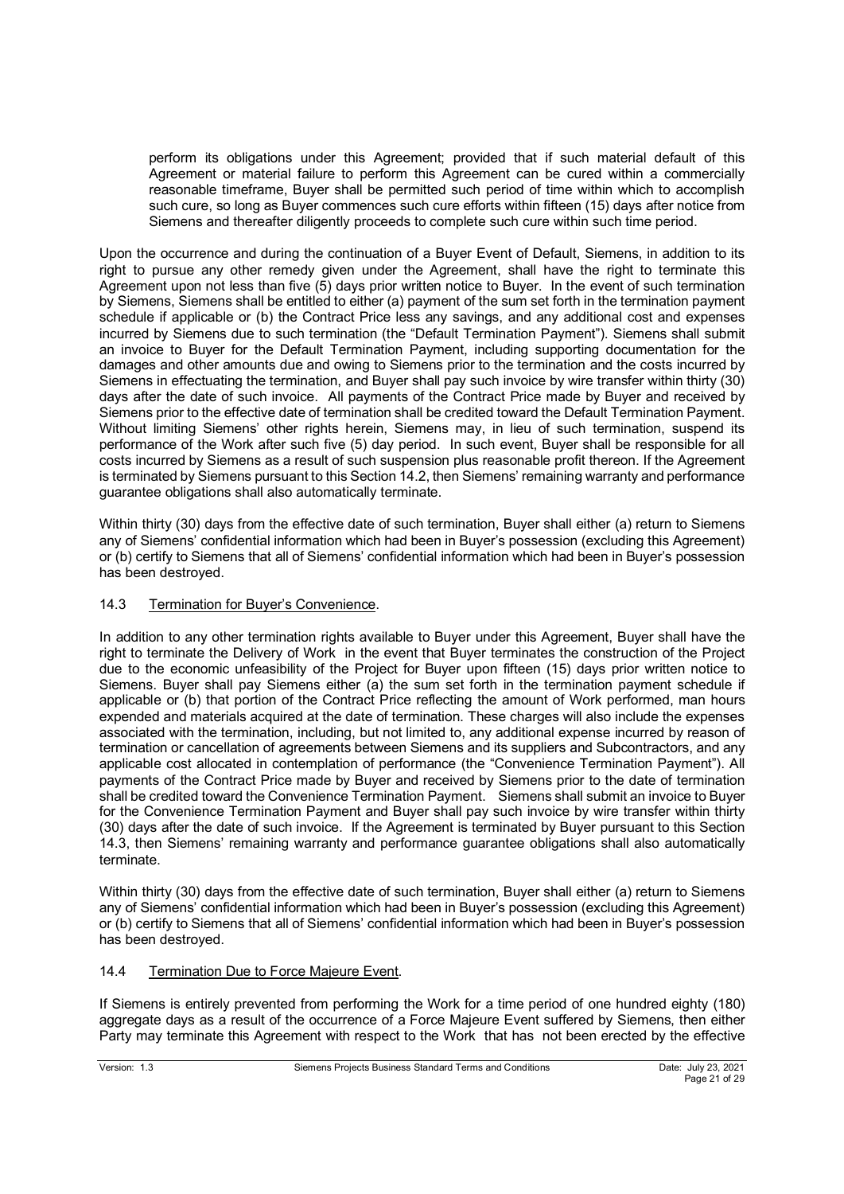perform its obligations under this Agreement; provided that if such material default of this Agreement or material failure to perform this Agreement can be cured within a commercially reasonable timeframe, Buyer shall be permitted such period of time within which to accomplish such cure, so long as Buyer commences such cure efforts within fifteen (15) days after notice from Siemens and thereafter diligently proceeds to complete such cure within such time period.

Upon the occurrence and during the continuation of a Buyer Event of Default, Siemens, in addition to its right to pursue any other remedy given under the Agreement, shall have the right to terminate this Agreement upon not less than five (5) days prior written notice to Buyer. In the event of such termination by Siemens, Siemens shall be entitled to either (a) payment of the sum set forth in the termination payment schedule if applicable or (b) the Contract Price less any savings, and any additional cost and expenses incurred by Siemens due to such termination (the "Default Termination Payment"). Siemens shall submit an invoice to Buyer for the Default Termination Payment, including supporting documentation for the damages and other amounts due and owing to Siemens prior to the termination and the costs incurred by Siemens in effectuating the termination, and Buyer shall pay such invoice by wire transfer within thirty (30) days after the date of such invoice. All payments of the Contract Price made by Buyer and received by Siemens prior to the effective date of termination shall be credited toward the Default Termination Payment. Without limiting Siemens' other rights herein, Siemens may, in lieu of such termination, suspend its performance of the Work after such five (5) day period. In such event, Buyer shall be responsible for all costs incurred by Siemens as a result of such suspension plus reasonable profit thereon. If the Agreement is terminated by Siemens pursuant to this Section 14.2, then Siemens' remaining warranty and performance guarantee obligations shall also automatically terminate.

Within thirty (30) days from the effective date of such termination, Buyer shall either (a) return to Siemens any of Siemens' confidential information which had been in Buyer's possession (excluding this Agreement) or (b) certify to Siemens that all of Siemens' confidential information which had been in Buyer's possession has been destroyed.

### 14.3 Termination for Buyer's Convenience.

In addition to any other termination rights available to Buyer under this Agreement, Buyer shall have the right to terminate the Delivery of Work in the event that Buyer terminates the construction of the Project due to the economic unfeasibility of the Project for Buyer upon fifteen (15) days prior written notice to Siemens. Buyer shall pay Siemens either (a) the sum set forth in the termination payment schedule if applicable or (b) that portion of the Contract Price reflecting the amount of Work performed, man hours expended and materials acquired at the date of termination. These charges will also include the expenses associated with the termination, including, but not limited to, any additional expense incurred by reason of termination or cancellation of agreements between Siemens and its suppliers and Subcontractors, and any applicable cost allocated in contemplation of performance (the "Convenience Termination Payment"). All payments of the Contract Price made by Buyer and received by Siemens prior to the date of termination shall be credited toward the Convenience Termination Payment. Siemens shall submit an invoice to Buyer for the Convenience Termination Payment and Buyer shall pay such invoice by wire transfer within thirty (30) days after the date of such invoice. If the Agreement is terminated by Buyer pursuant to this Section 14.3, then Siemens' remaining warranty and performance guarantee obligations shall also automatically terminate.

Within thirty (30) days from the effective date of such termination, Buyer shall either (a) return to Siemens any of Siemens' confidential information which had been in Buyer's possession (excluding this Agreement) or (b) certify to Siemens that all of Siemens' confidential information which had been in Buyer's possession has been destroyed.

### 14.4 Termination Due to Force Majeure Event.

If Siemens is entirely prevented from performing the Work for a time period of one hundred eighty (180) aggregate days as a result of the occurrence of a Force Majeure Event suffered by Siemens, then either Party may terminate this Agreement with respect to the Work that has not been erected by the effective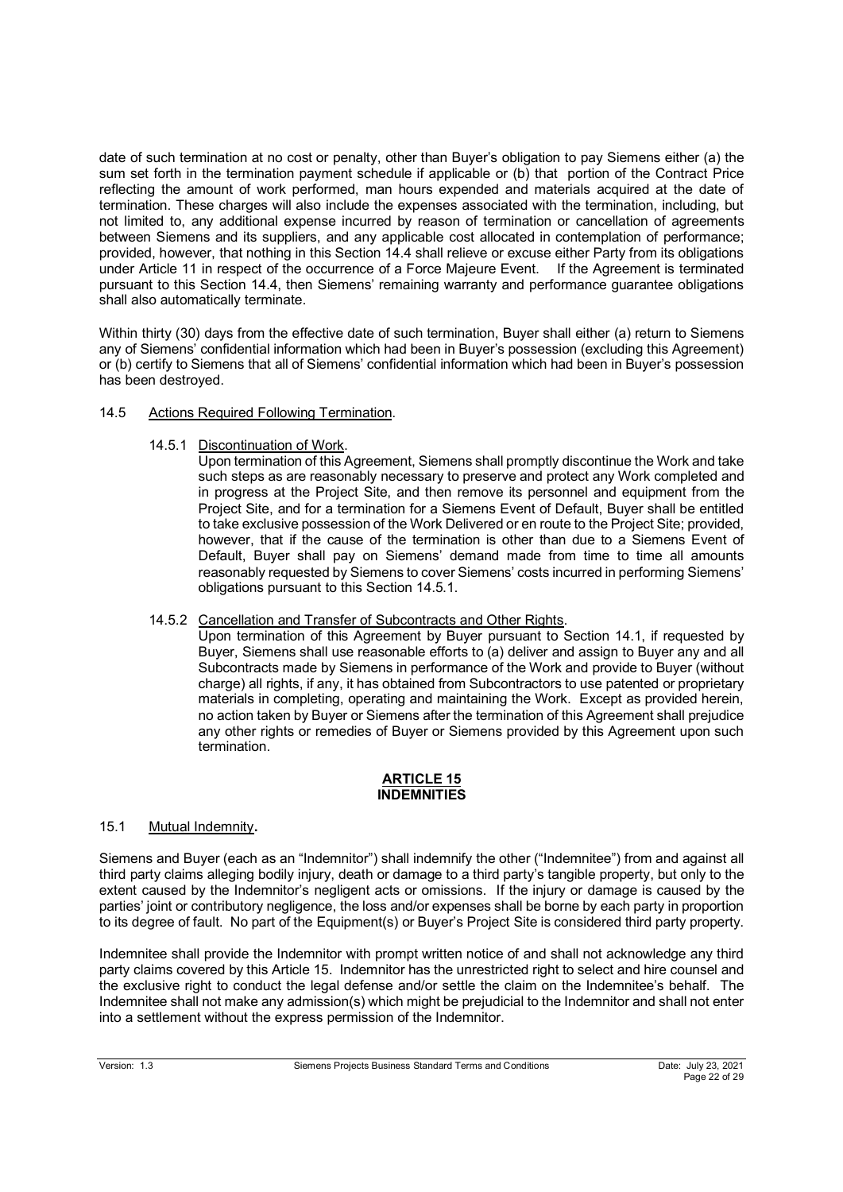date of such termination at no cost or penalty, other than Buyer's obligation to pay Siemens either (a) the sum set forth in the termination payment schedule if applicable or (b) that portion of the Contract Price reflecting the amount of work performed, man hours expended and materials acquired at the date of termination. These charges will also include the expenses associated with the termination, including, but not limited to, any additional expense incurred by reason of termination or cancellation of agreements between Siemens and its suppliers, and any applicable cost allocated in contemplation of performance; provided, however, that nothing in this Section 14.4 shall relieve or excuse either Party from its obligations under Article 11 in respect of the occurrence of a Force Majeure Event. If the Agreement is terminated pursuant to this Section 14.4, then Siemens' remaining warranty and performance guarantee obligations shall also automatically terminate.

Within thirty (30) days from the effective date of such termination, Buyer shall either (a) return to Siemens any of Siemens' confidential information which had been in Buyer's possession (excluding this Agreement) or (b) certify to Siemens that all of Siemens' confidential information which had been in Buyer's possession has been destroyed.

14.5 Actions Required Following Termination.

14.5.1 Discontinuation of Work.
Upon termination of this Agreement, Siemens shall promptly discontinue the Work and take such steps as are reasonably necessary to preserve and protect any Work completed and in progress at the Project Site, and then remove its personnel and equipment from the Project Site, and for a termination for a Siemens Event of Default, Buyer shall be entitled to take exclusive possession of the Work Delivered or en route to the Project Site; provided, however, that if the cause of the termination is other than due to a Siemens Event of Default, Buyer shall pay on Siemens' demand made from time to time all amounts reasonably requested by Siemens to cover Siemens' costs incurred in performing Siemens' obligations pursuant to this Section 14.5.1.

14.5.2 Cancellation and Transfer of Subcontracts and Other Rights.
Upon termination of this Agreement by Buyer pursuant to Section 14.1, if requested by Buyer, Siemens shall use reasonable efforts to (a) deliver and assign to Buyer any and all Subcontracts made by Siemens in performance of the Work and provide to Buyer (without charge) all rights, if any, it has obtained from Subcontractors to use patented or proprietary materials in completing, operating and maintaining the Work. Except as provided herein, no action taken by Buyer or Siemens after the termination of this Agreement shall prejudice any other rights or remedies of Buyer or Siemens provided by this Agreement upon such termination.

## ARTICLE 15
## INDEMNITIES

15.1 Mutual Indemnity.

Siemens and Buyer (each as an "Indemnitor") shall indemnify the other ("Indemnitee") from and against all third party claims alleging bodily injury, death or damage to a third party's tangible property, but only to the extent caused by the Indemnitor's negligent acts or omissions. If the injury or damage is caused by the parties' joint or contributory negligence, the loss and/or expenses shall be borne by each party in proportion to its degree of fault. No part of the Equipment(s) or Buyer's Project Site is considered third party property.

Indemnitee shall provide the Indemnitor with prompt written notice of and shall not acknowledge any third party claims covered by this Article 15. Indemnitor has the unrestricted right to select and hire counsel and the exclusive right to conduct the legal defense and/or settle the claim on the Indemnitee's behalf. The Indemnitee shall not make any admission(s) which might be prejudicial to the Indemnitor and shall not enter into a settlement without the express permission of the Indemnitor.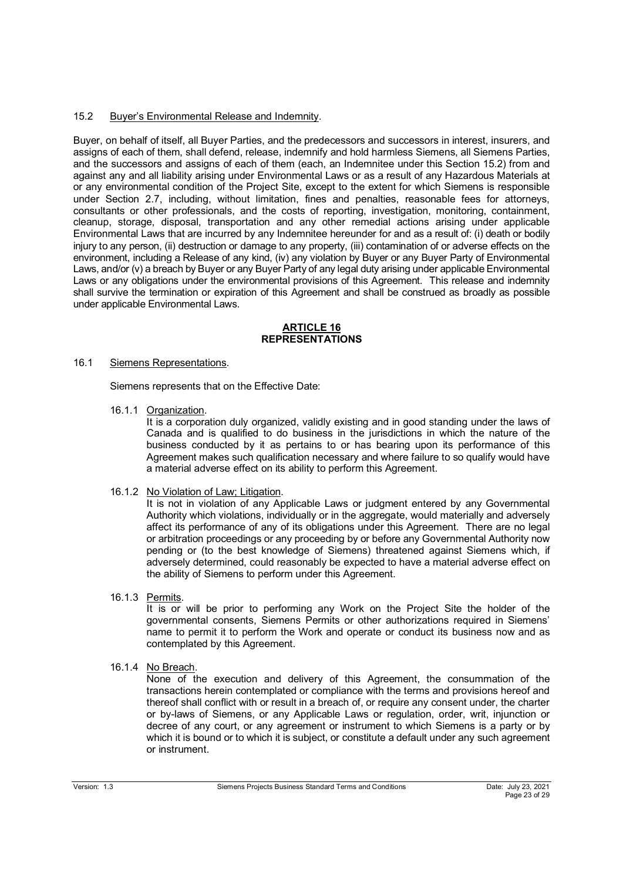15.2 Buyer's Environmental Release and Indemnity.

Buyer, on behalf of itself, all Buyer Parties, and the predecessors and successors in interest, insurers, and assigns of each of them, shall defend, release, indemnify and hold harmless Siemens, all Siemens Parties, and the successors and assigns of each of them (each, an Indemnitee under this Section 15.2) from and against any and all liability arising under Environmental Laws or as a result of any Hazardous Materials at or any environmental condition of the Project Site, except to the extent for which Siemens is responsible under Section 2.7, including, without limitation, fines and penalties, reasonable fees for attorneys, consultants or other professionals, and the costs of reporting, investigation, monitoring, containment, cleanup, storage, disposal, transportation and any other remedial actions arising under applicable Environmental Laws that are incurred by any Indemnitee hereunder for and as a result of: (i) death or bodily injury to any person, (ii) destruction or damage to any property, (iii) contamination of or adverse effects on the environment, including a Release of any kind, (iv) any violation by Buyer or any Buyer Party of Environmental Laws, and/or (v) a breach by Buyer or any Buyer Party of any legal duty arising under applicable Environmental Laws or any obligations under the environmental provisions of this Agreement. This release and indemnity shall survive the termination or expiration of this Agreement and shall be construed as broadly as possible under applicable Environmental Laws.

## ARTICLE 16
## REPRESENTATIONS

16.1 Siemens Representations.

Siemens represents that on the Effective Date:

16.1.1 Organization.
It is a corporation duly organized, validly existing and in good standing under the laws of Canada and is qualified to do business in the jurisdictions in which the nature of the business conducted by it as pertains to or has bearing upon its performance of this Agreement makes such qualification necessary and where failure to so qualify would have a material adverse effect on its ability to perform this Agreement.

16.1.2 No Violation of Law; Litigation.
It is not in violation of any Applicable Laws or judgment entered by any Governmental Authority which violations, individually or in the aggregate, would materially and adversely affect its performance of any of its obligations under this Agreement. There are no legal or arbitration proceedings or any proceeding by or before any Governmental Authority now pending or (to the best knowledge of Siemens) threatened against Siemens which, if adversely determined, could reasonably be expected to have a material adverse effect on the ability of Siemens to perform under this Agreement.

16.1.3 Permits.
It is or will be prior to performing any Work on the Project Site the holder of the governmental consents, Siemens Permits or other authorizations required in Siemens' name to permit it to perform the Work and operate or conduct its business now and as contemplated by this Agreement.

16.1.4 No Breach.
None of the execution and delivery of this Agreement, the consummation of the transactions herein contemplated or compliance with the terms and provisions hereof and thereof shall conflict with or result in a breach of, or require any consent under, the charter or by-laws of Siemens, or any Applicable Laws or regulation, order, writ, injunction or decree of any court, or any agreement or instrument to which Siemens is a party or by which it is bound or to which it is subject, or constitute a default under any such agreement or instrument.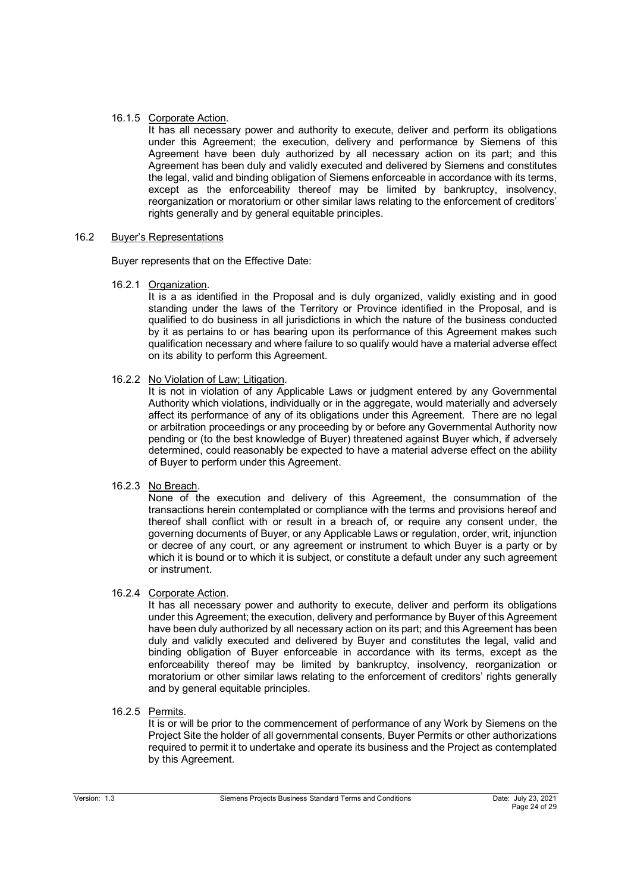16.1.5 Corporate Action.

It has all necessary power and authority to execute, deliver and perform its obligations under this Agreement; the execution, delivery and performance by Siemens of this Agreement have been duly authorized by all necessary action on its part; and this Agreement has been duly and validly executed and delivered by Siemens and constitutes the legal, valid and binding obligation of Siemens enforceable in accordance with its terms, except as the enforceability thereof may be limited by bankruptcy, insolvency, reorganization or moratorium or other similar laws relating to the enforcement of creditors' rights generally and by general equitable principles.

16.2 Buyer's Representations

Buyer represents that on the Effective Date:

16.2.1 Organization.

It is a as identified in the Proposal and is duly organized, validly existing and in good standing under the laws of the Territory or Province identified in the Proposal, and is qualified to do business in all jurisdictions in which the nature of the business conducted by it as pertains to or has bearing upon its performance of this Agreement makes such qualification necessary and where failure to so qualify would have a material adverse effect on its ability to perform this Agreement.

16.2.2 No Violation of Law; Litigation.

It is not in violation of any Applicable Laws or judgment entered by any Governmental Authority which violations, individually or in the aggregate, would materially and adversely affect its performance of any of its obligations under this Agreement. There are no legal or arbitration proceedings or any proceeding by or before any Governmental Authority now pending or (to the best knowledge of Buyer) threatened against Buyer which, if adversely determined, could reasonably be expected to have a material adverse effect on the ability of Buyer to perform under this Agreement.

16.2.3 No Breach.

None of the execution and delivery of this Agreement, the consummation of the transactions herein contemplated or compliance with the terms and provisions hereof and thereof shall conflict with or result in a breach of, or require any consent under, the governing documents of Buyer, or any Applicable Laws or regulation, order, writ, injunction or decree of any court, or any agreement or instrument to which Buyer is a party or by which it is bound or to which it is subject, or constitute a default under any such agreement or instrument.

16.2.4 Corporate Action.

It has all necessary power and authority to execute, deliver and perform its obligations under this Agreement; the execution, delivery and performance by Buyer of this Agreement have been duly authorized by all necessary action on its part; and this Agreement has been duly and validly executed and delivered by Buyer and constitutes the legal, valid and binding obligation of Buyer enforceable in accordance with its terms, except as the enforceability thereof may be limited by bankruptcy, insolvency, reorganization or moratorium or other similar laws relating to the enforcement of creditors' rights generally and by general equitable principles.

16.2.5 Permits.

It is or will be prior to the commencement of performance of any Work by Siemens on the Project Site the holder of all governmental consents, Buyer Permits or other authorizations required to permit it to undertake and operate its business and the Project as contemplated by this Agreement.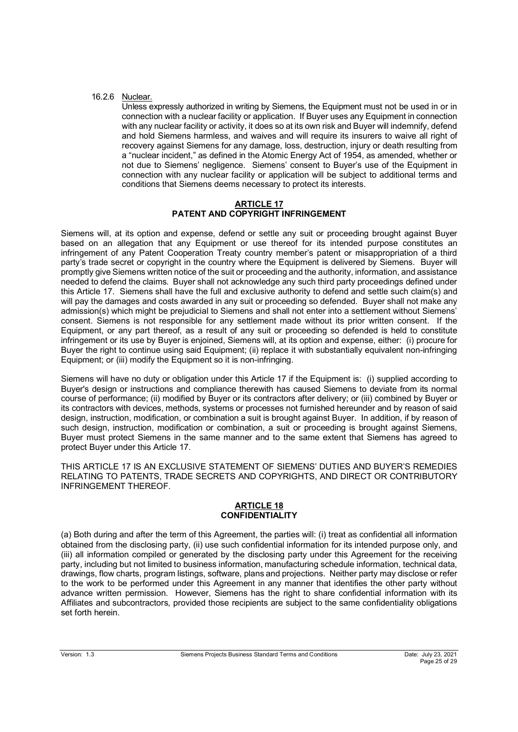16.2.6 Nuclear.

Unless expressly authorized in writing by Siemens, the Equipment must not be used in or in connection with a nuclear facility or application. If Buyer uses any Equipment in connection with any nuclear facility or activity, it does so at its own risk and Buyer will indemnify, defend and hold Siemens harmless, and waives and will require its insurers to waive all right of recovery against Siemens for any damage, loss, destruction, injury or death resulting from a "nuclear incident," as defined in the Atomic Energy Act of 1954, as amended, whether or not due to Siemens' negligence. Siemens' consent to Buyer's use of the Equipment in connection with any nuclear facility or application will be subject to additional terms and conditions that Siemens deems necessary to protect its interests.

## ARTICLE 17
## PATENT AND COPYRIGHT INFRINGEMENT

Siemens will, at its option and expense, defend or settle any suit or proceeding brought against Buyer based on an allegation that any Equipment or use thereof for its intended purpose constitutes an infringement of any Patent Cooperation Treaty country member's patent or misappropriation of a third party's trade secret or copyright in the country where the Equipment is delivered by Siemens. Buyer will promptly give Siemens written notice of the suit or proceeding and the authority, information, and assistance needed to defend the claims. Buyer shall not acknowledge any such third party proceedings defined under this Article 17. Siemens shall have the full and exclusive authority to defend and settle such claim(s) and will pay the damages and costs awarded in any suit or proceeding so defended. Buyer shall not make any admission(s) which might be prejudicial to Siemens and shall not enter into a settlement without Siemens' consent. Siemens is not responsible for any settlement made without its prior written consent. If the Equipment, or any part thereof, as a result of any suit or proceeding so defended is held to constitute infringement or its use by Buyer is enjoined, Siemens will, at its option and expense, either: (i) procure for Buyer the right to continue using said Equipment; (ii) replace it with substantially equivalent non-infringing Equipment; or (iii) modify the Equipment so it is non-infringing.

Siemens will have no duty or obligation under this Article 17 if the Equipment is: (i) supplied according to Buyer's design or instructions and compliance therewith has caused Siemens to deviate from its normal course of performance; (ii) modified by Buyer or its contractors after delivery; or (iii) combined by Buyer or its contractors with devices, methods, systems or processes not furnished hereunder and by reason of said design, instruction, modification, or combination a suit is brought against Buyer. In addition, if by reason of such design, instruction, modification or combination, a suit or proceeding is brought against Siemens, Buyer must protect Siemens in the same manner and to the same extent that Siemens has agreed to protect Buyer under this Article 17.

THIS ARTICLE 17 IS AN EXCLUSIVE STATEMENT OF SIEMENS' DUTIES AND BUYER'S REMEDIES RELATING TO PATENTS, TRADE SECRETS AND COPYRIGHTS, AND DIRECT OR CONTRIBUTORY INFRINGEMENT THEREOF.

## ARTICLE 18
## CONFIDENTIALITY

(a) Both during and after the term of this Agreement, the parties will: (i) treat as confidential all information obtained from the disclosing party, (ii) use such confidential information for its intended purpose only, and (iii) all information compiled or generated by the disclosing party under this Agreement for the receiving party, including but not limited to business information, manufacturing schedule information, technical data, drawings, flow charts, program listings, software, plans and projections. Neither party may disclose or refer to the work to be performed under this Agreement in any manner that identifies the other party without advance written permission. However, Siemens has the right to share confidential information with its Affiliates and subcontractors, provided those recipients are subject to the same confidentiality obligations set forth herein.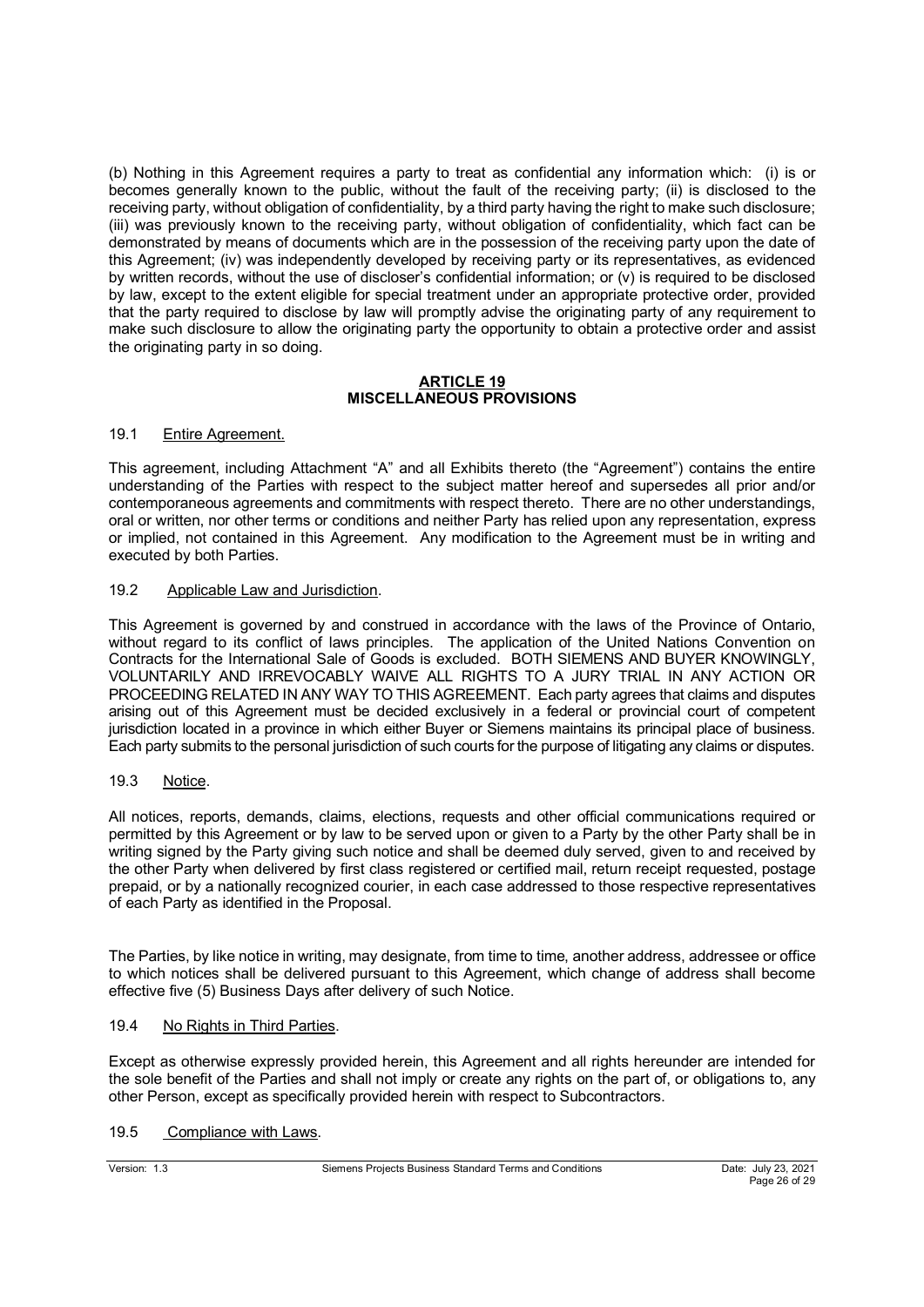(b) Nothing in this Agreement requires a party to treat as confidential any information which: (i) is or becomes generally known to the public, without the fault of the receiving party; (ii) is disclosed to the receiving party, without obligation of confidentiality, by a third party having the right to make such disclosure; (iii) was previously known to the receiving party, without obligation of confidentiality, which fact can be demonstrated by means of documents which are in the possession of the receiving party upon the date of this Agreement; (iv) was independently developed by receiving party or its representatives, as evidenced by written records, without the use of discloser's confidential information; or (v) is required to be disclosed by law, except to the extent eligible for special treatment under an appropriate protective order, provided that the party required to disclose by law will promptly advise the originating party of any requirement to make such disclosure to allow the originating party the opportunity to obtain a protective order and assist the originating party in so doing.

## ARTICLE 19
## MISCELLANEOUS PROVISIONS

### 19.1 Entire Agreement.

This agreement, including Attachment "A" and all Exhibits thereto (the "Agreement") contains the entire understanding of the Parties with respect to the subject matter hereof and supersedes all prior and/or contemporaneous agreements and commitments with respect thereto. There are no other understandings, oral or written, nor other terms or conditions and neither Party has relied upon any representation, express or implied, not contained in this Agreement. Any modification to the Agreement must be in writing and executed by both Parties.

### 19.2 Applicable Law and Jurisdiction.

This Agreement is governed by and construed in accordance with the laws of the Province of Ontario, without regard to its conflict of laws principles. The application of the United Nations Convention on Contracts for the International Sale of Goods is excluded. BOTH SIEMENS AND BUYER KNOWINGLY, VOLUNTARILY AND IRREVOCABLY WAIVE ALL RIGHTS TO A JURY TRIAL IN ANY ACTION OR PROCEEDING RELATED IN ANY WAY TO THIS AGREEMENT. Each party agrees that claims and disputes arising out of this Agreement must be decided exclusively in a federal or provincial court of competent jurisdiction located in a province in which either Buyer or Siemens maintains its principal place of business. Each party submits to the personal jurisdiction of such courts for the purpose of litigating any claims or disputes.

### 19.3 Notice.

All notices, reports, demands, claims, elections, requests and other official communications required or permitted by this Agreement or by law to be served upon or given to a Party by the other Party shall be in writing signed by the Party giving such notice and shall be deemed duly served, given to and received by the other Party when delivered by first class registered or certified mail, return receipt requested, postage prepaid, or by a nationally recognized courier, in each case addressed to those respective representatives of each Party as identified in the Proposal.

The Parties, by like notice in writing, may designate, from time to time, another address, addressee or office to which notices shall be delivered pursuant to this Agreement, which change of address shall become effective five (5) Business Days after delivery of such Notice.

### 19.4 No Rights in Third Parties.

Except as otherwise expressly provided herein, this Agreement and all rights hereunder are intended for the sole benefit of the Parties and shall not imply or create any rights on the part of, or obligations to, any other Person, except as specifically provided herein with respect to Subcontractors.

### 19.5 Compliance with Laws.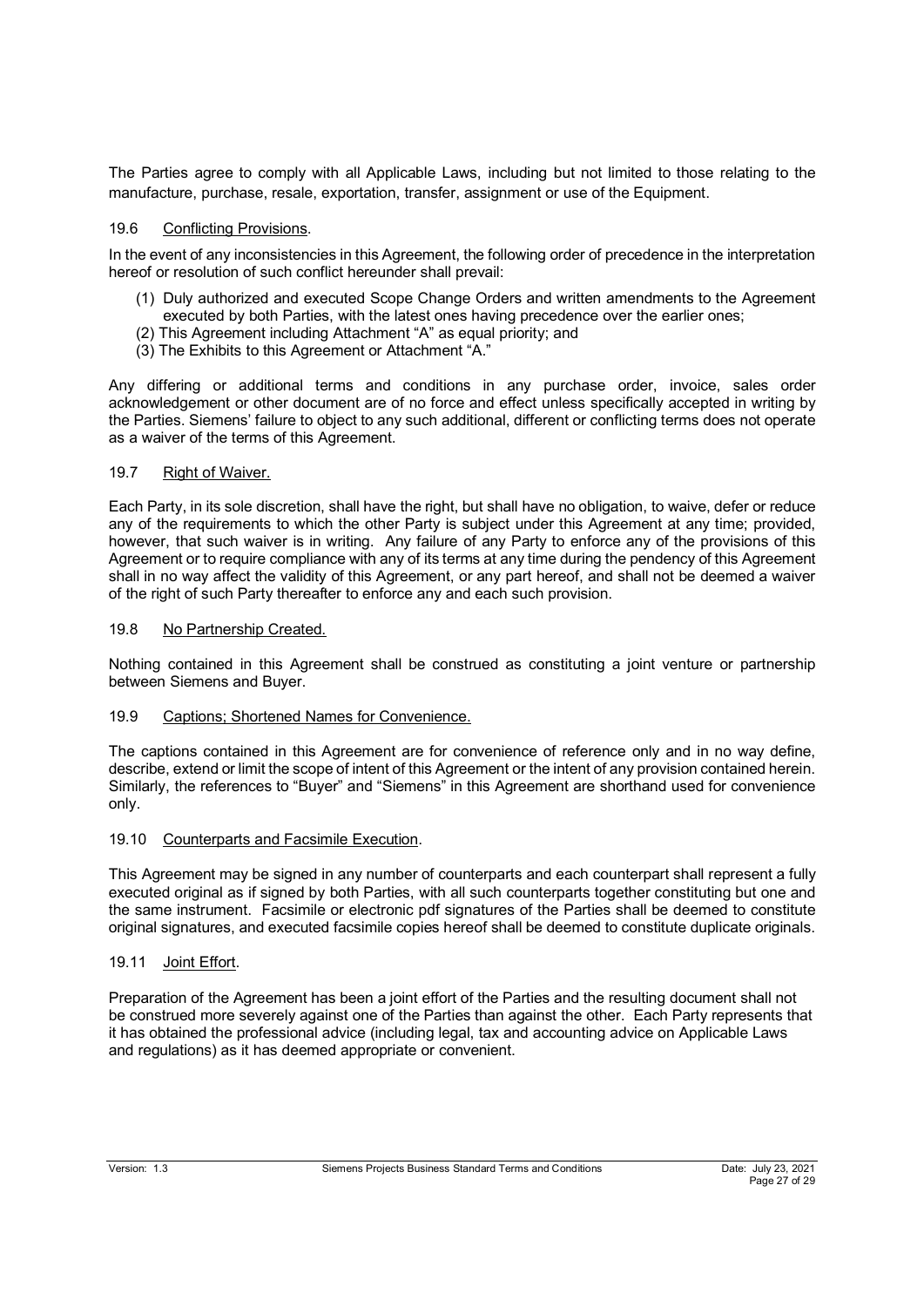The Parties agree to comply with all Applicable Laws, including but not limited to those relating to the manufacture, purchase, resale, exportation, transfer, assignment or use of the Equipment.

19.6 Conflicting Provisions.

In the event of any inconsistencies in this Agreement, the following order of precedence in the interpretation hereof or resolution of such conflict hereunder shall prevail:

(1) Duly authorized and executed Scope Change Orders and written amendments to the Agreement executed by both Parties, with the latest ones having precedence over the earlier ones;
(2) This Agreement including Attachment "A" as equal priority; and
(3) The Exhibits to this Agreement or Attachment "A."

Any differing or additional terms and conditions in any purchase order, invoice, sales order acknowledgement or other document are of no force and effect unless specifically accepted in writing by the Parties. Siemens' failure to object to any such additional, different or conflicting terms does not operate as a waiver of the terms of this Agreement.

19.7 Right of Waiver.

Each Party, in its sole discretion, shall have the right, but shall have no obligation, to waive, defer or reduce any of the requirements to which the other Party is subject under this Agreement at any time; provided, however, that such waiver is in writing. Any failure of any Party to enforce any of the provisions of this Agreement or to require compliance with any of its terms at any time during the pendency of this Agreement shall in no way affect the validity of this Agreement, or any part hereof, and shall not be deemed a waiver of the right of such Party thereafter to enforce any and each such provision.

19.8 No Partnership Created.

Nothing contained in this Agreement shall be construed as constituting a joint venture or partnership between Siemens and Buyer.

19.9 Captions; Shortened Names for Convenience.

The captions contained in this Agreement are for convenience of reference only and in no way define, describe, extend or limit the scope of intent of this Agreement or the intent of any provision contained herein. Similarly, the references to "Buyer" and "Siemens" in this Agreement are shorthand used for convenience only.

19.10 Counterparts and Facsimile Execution.

This Agreement may be signed in any number of counterparts and each counterpart shall represent a fully executed original as if signed by both Parties, with all such counterparts together constituting but one and the same instrument. Facsimile or electronic pdf signatures of the Parties shall be deemed to constitute original signatures, and executed facsimile copies hereof shall be deemed to constitute duplicate originals.

19.11 Joint Effort.

Preparation of the Agreement has been a joint effort of the Parties and the resulting document shall not be construed more severely against one of the Parties than against the other. Each Party represents that it has obtained the professional advice (including legal, tax and accounting advice on Applicable Laws and regulations) as it has deemed appropriate or convenient.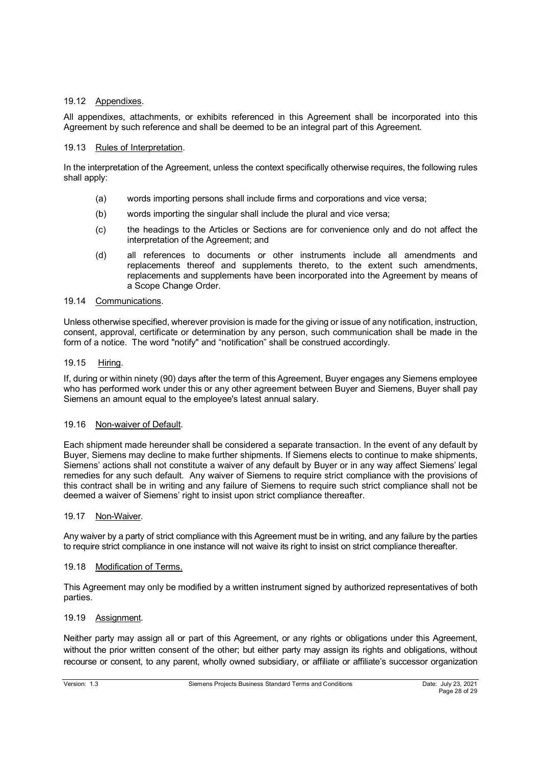### 19.12 Appendixes.

All appendixes, attachments, or exhibits referenced in this Agreement shall be incorporated into this Agreement by such reference and shall be deemed to be an integral part of this Agreement.

### 19.13 Rules of Interpretation.

In the interpretation of the Agreement, unless the context specifically otherwise requires, the following rules shall apply:

(a) words importing persons shall include firms and corporations and vice versa;

(b) words importing the singular shall include the plural and vice versa;

(c) the headings to the Articles or Sections are for convenience only and do not affect the interpretation of the Agreement; and

(d) all references to documents or other instruments include all amendments and replacements thereof and supplements thereto, to the extent such amendments, replacements and supplements have been incorporated into the Agreement by means of a Scope Change Order.

### 19.14 Communications.

Unless otherwise specified, wherever provision is made for the giving or issue of any notification, instruction, consent, approval, certificate or determination by any person, such communication shall be made in the form of a notice. The word "notify" and "notification" shall be construed accordingly.

### 19.15 Hiring.

If, during or within ninety (90) days after the term of this Agreement, Buyer engages any Siemens employee who has performed work under this or any other agreement between Buyer and Siemens, Buyer shall pay Siemens an amount equal to the employee's latest annual salary.

### 19.16 Non-waiver of Default.

Each shipment made hereunder shall be considered a separate transaction. In the event of any default by Buyer, Siemens may decline to make further shipments. If Siemens elects to continue to make shipments, Siemens' actions shall not constitute a waiver of any default by Buyer or in any way affect Siemens' legal remedies for any such default. Any waiver of Siemens to require strict compliance with the provisions of this contract shall be in writing and any failure of Siemens to require such strict compliance shall not be deemed a waiver of Siemens' right to insist upon strict compliance thereafter.

### 19.17 Non-Waiver.

Any waiver by a party of strict compliance with this Agreement must be in writing, and any failure by the parties to require strict compliance in one instance will not waive its right to insist on strict compliance thereafter.

### 19.18 Modification of Terms.

This Agreement may only be modified by a written instrument signed by authorized representatives of both parties.

### 19.19 Assignment.

Neither party may assign all or part of this Agreement, or any rights or obligations under this Agreement, without the prior written consent of the other; but either party may assign its rights and obligations, without recourse or consent, to any parent, wholly owned subsidiary, or affiliate or affiliate's successor organization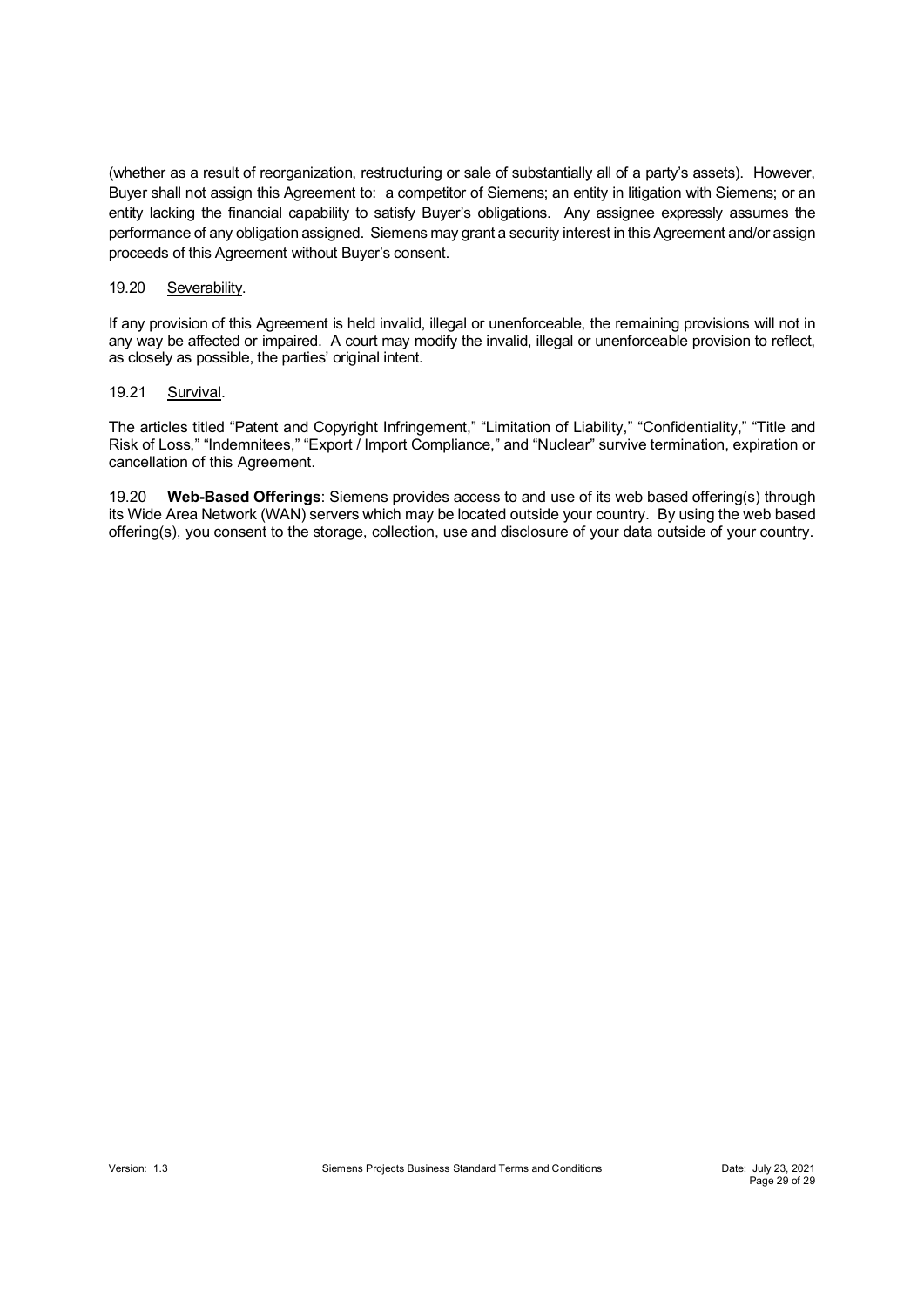(whether as a result of reorganization, restructuring or sale of substantially all of a party's assets). However, Buyer shall not assign this Agreement to: a competitor of Siemens; an entity in litigation with Siemens; or an entity lacking the financial capability to satisfy Buyer's obligations. Any assignee expressly assumes the performance of any obligation assigned. Siemens may grant a security interest in this Agreement and/or assign proceeds of this Agreement without Buyer's consent.

19.20 Severability.

If any provision of this Agreement is held invalid, illegal or unenforceable, the remaining provisions will not in any way be affected or impaired. A court may modify the invalid, illegal or unenforceable provision to reflect, as closely as possible, the parties' original intent.

19.21 Survival.

The articles titled "Patent and Copyright Infringement," "Limitation of Liability," "Confidentiality," "Title and Risk of Loss," "Indemnitees," "Export / Import Compliance," and "Nuclear" survive termination, expiration or cancellation of this Agreement.

19.20 **Web-Based Offerings**: Siemens provides access to and use of its web based offering(s) through its Wide Area Network (WAN) servers which may be located outside your country. By using the web based offering(s), you consent to the storage, collection, use and disclosure of your data outside of your country.